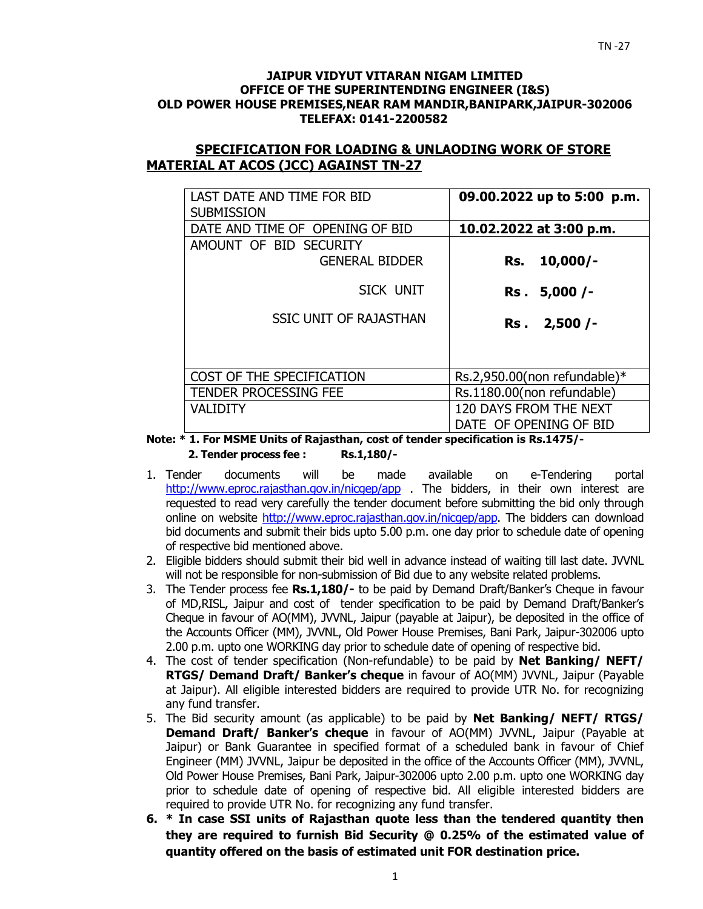**JAIPUR VIDYUT VITARAN NIGAM LIMITED**
**OFFICE OF THE SUPERINTENDING ENGINEER (I&S)**
**OLD POWER HOUSE PREMISES,NEAR RAM MANDIR,BANIPARK,JAIPUR-302006**
**TELEFAX: 0141-2200582**

## SPECIFICATION FOR LOADING & UNLAODING WORK OF STORE MATERIAL AT ACOS (JCC) AGAINST TN-27

| | |
|---|---|
| LAST DATE AND TIME FOR BID SUBMISSION | **09.00.2022 up to 5:00 p.m.** |
| DATE AND TIME OF OPENING OF BID | **10.02.2022 at 3:00 p.m.** |
| AMOUNT OF BID SECURITY<br>GENERAL BIDDER<br>SICK UNIT<br>SSIC UNIT OF RAJASTHAN | <br>**Rs. 10,000/-**<br>**Rs . 5,000 /-**<br>**Rs . 2,500 /-** |
| COST OF THE SPECIFICATION | Rs.2,950.00(non refundable)* |
| TENDER PROCESSING FEE | Rs.1180.00(non refundable) |
| VALIDITY | 120 DAYS FROM THE NEXT DATE OF OPENING OF BID |

**Note: * 1. For MSME Units of Rajasthan, cost of tender specification is Rs.1475/-**
**2. Tender process fee : Rs.1,180/-**

1. Tender documents will be made available on e-Tendering portal http://www.eproc.rajasthan.gov.in/nicgep/app . The bidders, in their own interest are requested to read very carefully the tender document before submitting the bid only through online on website http://www.eproc.rajasthan.gov.in/nicgep/app. The bidders can download bid documents and submit their bids upto 5.00 p.m. one day prior to schedule date of opening of respective bid mentioned above.
2. Eligible bidders should submit their bid well in advance instead of waiting till last date. JVVNL will not be responsible for non-submission of Bid due to any website related problems.
3. The Tender process fee **Rs.1,180/-** to be paid by Demand Draft/Banker's Cheque in favour of MD,RISL, Jaipur and cost of tender specification to be paid by Demand Draft/Banker's Cheque in favour of AO(MM), JVVNL, Jaipur (payable at Jaipur), be deposited in the office of the Accounts Officer (MM), JVVNL, Old Power House Premises, Bani Park, Jaipur-302006 upto 2.00 p.m. upto one WORKING day prior to schedule date of opening of respective bid.
4. The cost of tender specification (Non-refundable) to be paid by **Net Banking/ NEFT/ RTGS/ Demand Draft/ Banker's cheque** in favour of AO(MM) JVVNL, Jaipur (Payable at Jaipur). All eligible interested bidders are required to provide UTR No. for recognizing any fund transfer.
5. The Bid security amount (as applicable) to be paid by **Net Banking/ NEFT/ RTGS/ Demand Draft/ Banker's cheque** in favour of AO(MM) JVVNL, Jaipur (Payable at Jaipur) or Bank Guarantee in specified format of a scheduled bank in favour of Chief Engineer (MM) JVVNL, Jaipur be deposited in the office of the Accounts Officer (MM), JVVNL, Old Power House Premises, Bani Park, Jaipur-302006 upto 2.00 p.m. upto one WORKING day prior to schedule date of opening of respective bid. All eligible interested bidders are required to provide UTR No. for recognizing any fund transfer.
6. **\* In case SSI units of Rajasthan quote less than the tendered quantity then they are required to furnish Bid Security @ 0.25% of the estimated value of quantity offered on the basis of estimated unit FOR destination price.**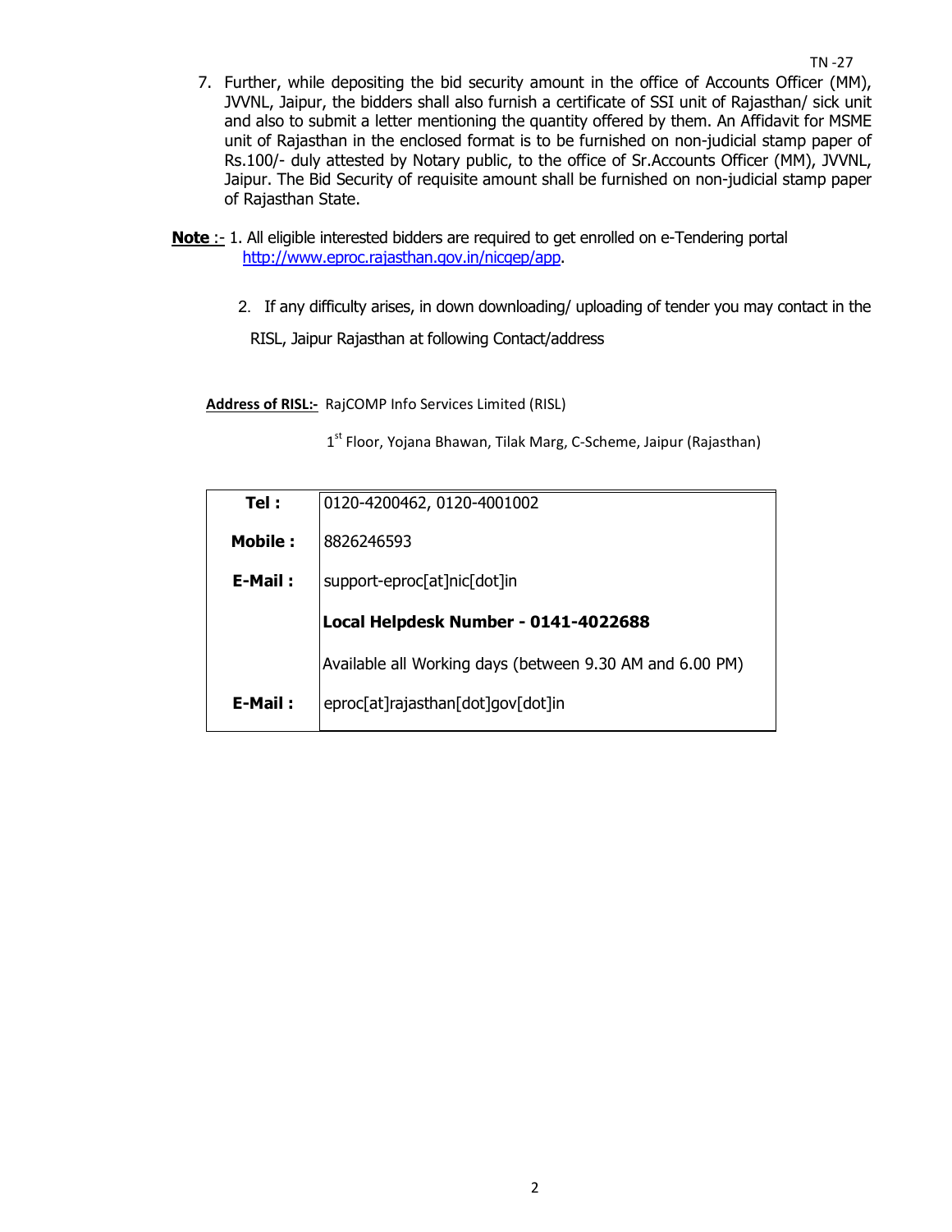7. Further, while depositing the bid security amount in the office of Accounts Officer (MM), JVVNL, Jaipur, the bidders shall also furnish a certificate of SSI unit of Rajasthan/ sick unit and also to submit a letter mentioning the quantity offered by them. An Affidavit for MSME unit of Rajasthan in the enclosed format is to be furnished on non-judicial stamp paper of Rs.100/- duly attested by Notary public, to the office of Sr.Accounts Officer (MM), JVVNL, Jaipur. The Bid Security of requisite amount shall be furnished on non-judicial stamp paper of Rajasthan State.

**Note** :- 1. All eligible interested bidders are required to get enrolled on e-Tendering portal http://www.eproc.rajasthan.gov.in/nicgep/app.

2. If any difficulty arises, in down downloading/ uploading of tender you may contact in the RISL, Jaipur Rajasthan at following Contact/address

**Address of RISL:-** RajCOMP Info Services Limited (RISL)

1st Floor, Yojana Bhawan, Tilak Marg, C-Scheme, Jaipur (Rajasthan)

| | |
|---|---|
| **Tel :** | 0120-4200462, 0120-4001002 |
| **Mobile :** | 8826246593 |
| **E-Mail :** | support-eproc[at]nic[dot]in |
| | **Local Helpdesk Number - 0141-4022688** |
| | Available all Working days (between 9.30 AM and 6.00 PM) |
| **E-Mail :** | eproc[at]rajasthan[dot]gov[dot]in |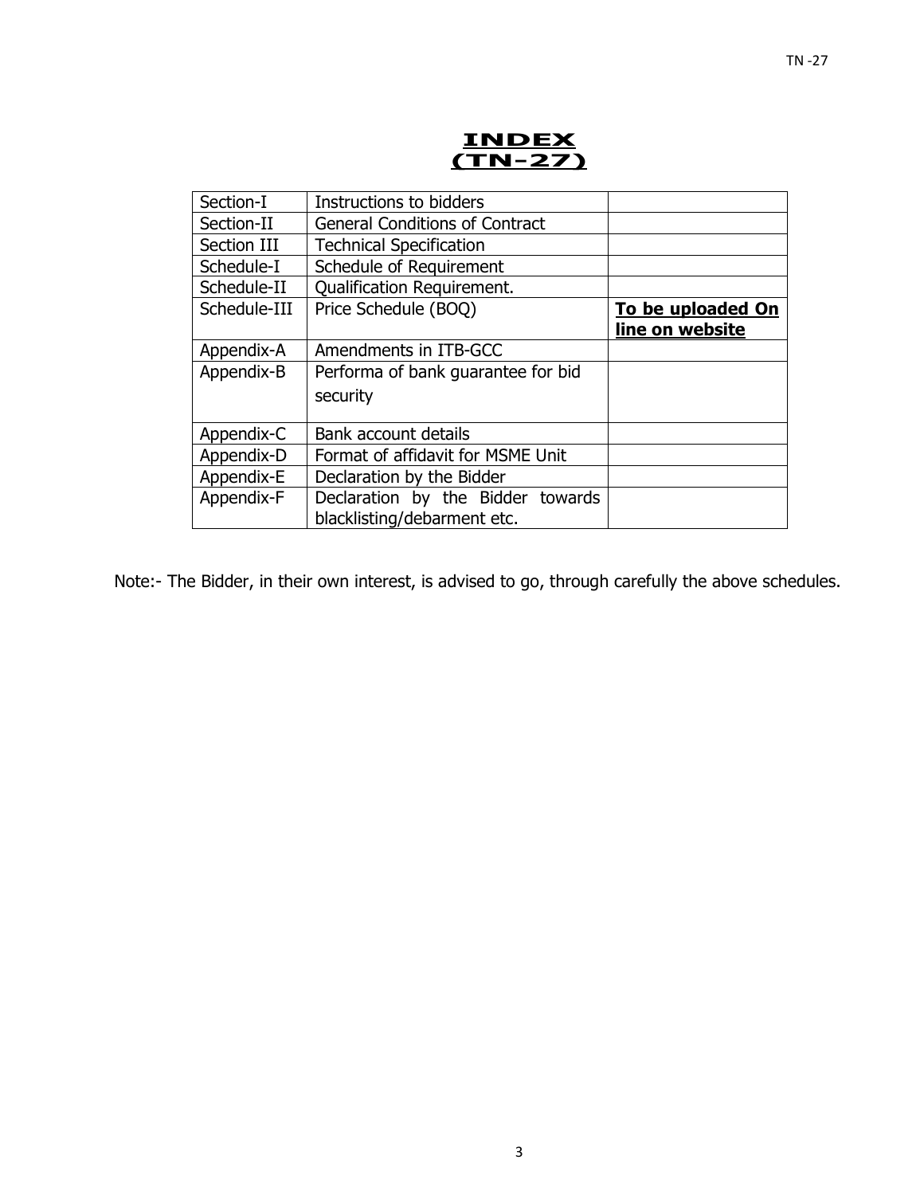# INDEX
# (TN-27)

| Section-I | Instructions to bidders | |
|---|---|---|
| Section-II | General Conditions of Contract | |
| Section III | Technical Specification | |
| Schedule-I | Schedule of Requirement | |
| Schedule-II | Qualification Requirement. | |
| Schedule-III | Price Schedule (BOQ) | **To be uploaded On line on website** |
| Appendix-A | Amendments in ITB-GCC | |
| Appendix-B | Performa of bank guarantee for bid security | |
| Appendix-C | Bank account details | |
| Appendix-D | Format of affidavit for MSME Unit | |
| Appendix-E | Declaration by the Bidder | |
| Appendix-F | Declaration by the Bidder towards blacklisting/debarment etc. | |

Note:- The Bidder, in their own interest, is advised to go, through carefully the above schedules.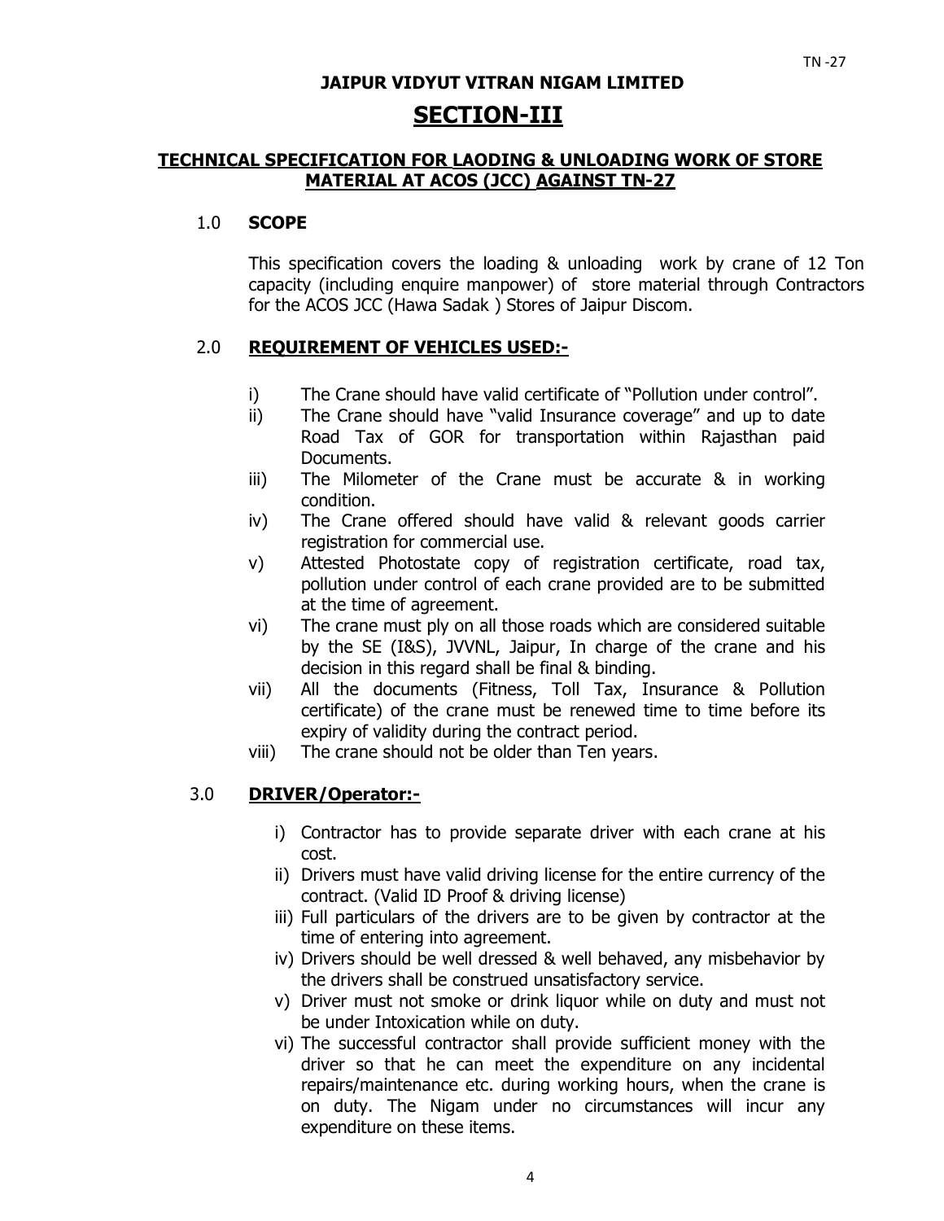**JAIPUR VIDYUT VITRAN NIGAM LIMITED**

# SECTION-III

## TECHNICAL SPECIFICATION FOR LAODING & UNLOADING WORK OF STORE MATERIAL AT ACOS (JCC) AGAINST TN-27

### 1.0 SCOPE

This specification covers the loading & unloading work by crane of 12 Ton capacity (including enquire manpower) of store material through Contractors for the ACOS JCC (Hawa Sadak ) Stores of Jaipur Discom.

### 2.0 REQUIREMENT OF VEHICLES USED:-

i) The Crane should have valid certificate of "Pollution under control".

ii) The Crane should have "valid Insurance coverage" and up to date Road Tax of GOR for transportation within Rajasthan paid Documents.

iii) The Milometer of the Crane must be accurate & in working condition.

iv) The Crane offered should have valid & relevant goods carrier registration for commercial use.

v) Attested Photostate copy of registration certificate, road tax, pollution under control of each crane provided are to be submitted at the time of agreement.

vi) The crane must ply on all those roads which are considered suitable by the SE (I&S), JVVNL, Jaipur, In charge of the crane and his decision in this regard shall be final & binding.

vii) All the documents (Fitness, Toll Tax, Insurance & Pollution certificate) of the crane must be renewed time to time before its expiry of validity during the contract period.

viii) The crane should not be older than Ten years.

### 3.0 DRIVER/Operator:-

i) Contractor has to provide separate driver with each crane at his cost.

ii) Drivers must have valid driving license for the entire currency of the contract. (Valid ID Proof & driving license)

iii) Full particulars of the drivers are to be given by contractor at the time of entering into agreement.

iv) Drivers should be well dressed & well behaved, any misbehavior by the drivers shall be construed unsatisfactory service.

v) Driver must not smoke or drink liquor while on duty and must not be under Intoxication while on duty.

vi) The successful contractor shall provide sufficient money with the driver so that he can meet the expenditure on any incidental repairs/maintenance etc. during working hours, when the crane is on duty. The Nigam under no circumstances will incur any expenditure on these items.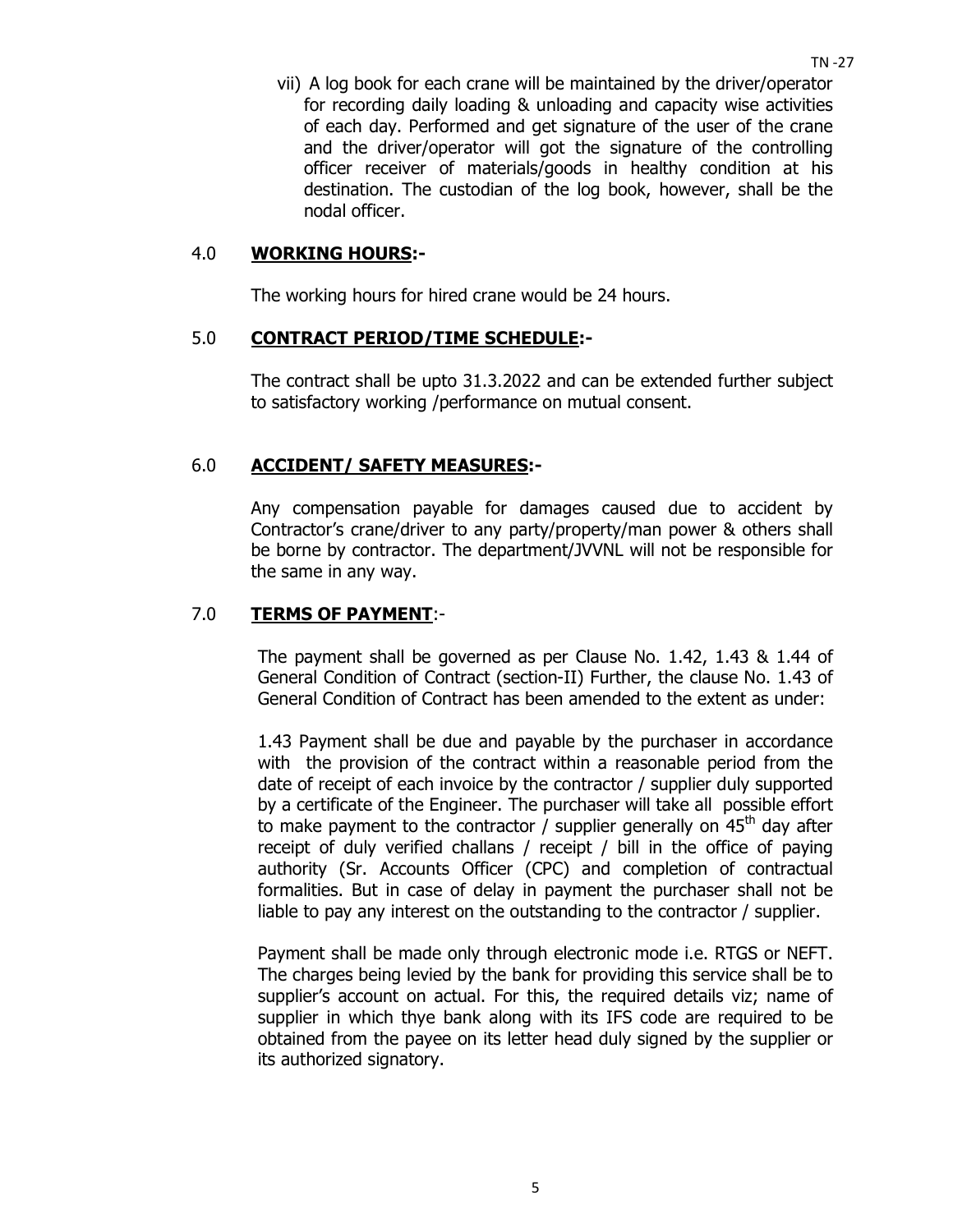vii) A log book for each crane will be maintained by the driver/operator for recording daily loading & unloading and capacity wise activities of each day. Performed and get signature of the user of the crane and the driver/operator will got the signature of the controlling officer receiver of materials/goods in healthy condition at his destination. The custodian of the log book, however, shall be the nodal officer.

## 4.0 **WORKING HOURS:-**

The working hours for hired crane would be 24 hours.

## 5.0 **CONTRACT PERIOD/TIME SCHEDULE:-**

The contract shall be upto 31.3.2022 and can be extended further subject to satisfactory working /performance on mutual consent.

## 6.0 **ACCIDENT/ SAFETY MEASURES:-**

Any compensation payable for damages caused due to accident by Contractor's crane/driver to any party/property/man power & others shall be borne by contractor. The department/JVVNL will not be responsible for the same in any way.

## 7.0 **TERMS OF PAYMENT**:-

The payment shall be governed as per Clause No. 1.42, 1.43 & 1.44 of General Condition of Contract (section-II) Further, the clause No. 1.43 of General Condition of Contract has been amended to the extent as under:

1.43 Payment shall be due and payable by the purchaser in accordance with the provision of the contract within a reasonable period from the date of receipt of each invoice by the contractor / supplier duly supported by a certificate of the Engineer. The purchaser will take all possible effort to make payment to the contractor / supplier generally on 45th day after receipt of duly verified challans / receipt / bill in the office of paying authority (Sr. Accounts Officer (CPC) and completion of contractual formalities. But in case of delay in payment the purchaser shall not be liable to pay any interest on the outstanding to the contractor / supplier.

Payment shall be made only through electronic mode i.e. RTGS or NEFT. The charges being levied by the bank for providing this service shall be to supplier's account on actual. For this, the required details viz; name of supplier in which thye bank along with its IFS code are required to be obtained from the payee on its letter head duly signed by the supplier or its authorized signatory.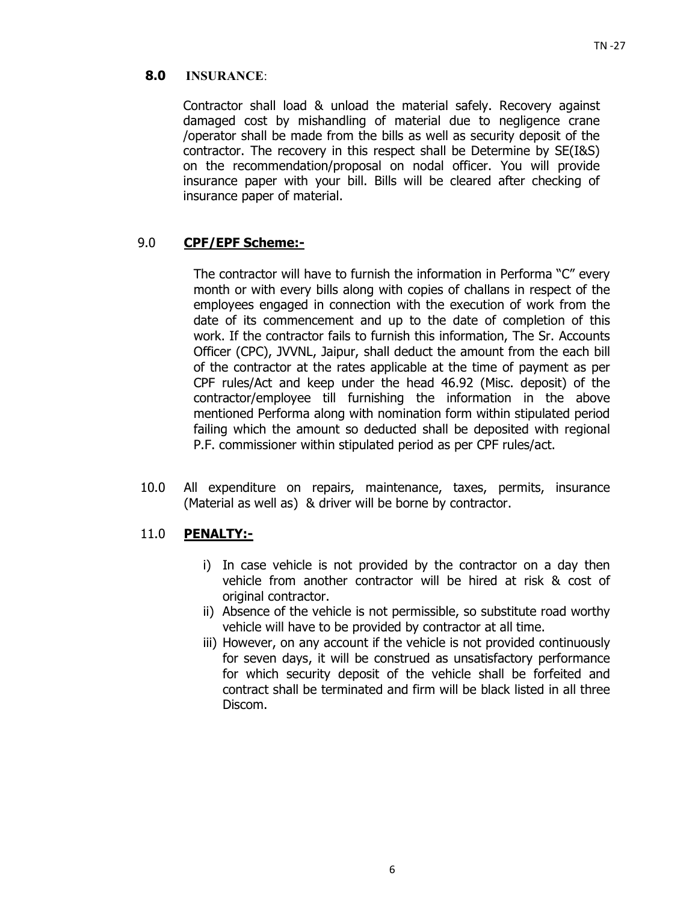## 8.0 INSURANCE:

Contractor shall load & unload the material safely. Recovery against damaged cost by mishandling of material due to negligence crane /operator shall be made from the bills as well as security deposit of the contractor. The recovery in this respect shall be Determine by SE(I&S) on the recommendation/proposal on nodal officer. You will provide insurance paper with your bill. Bills will be cleared after checking of insurance paper of material.

## 9.0 **CPF/EPF Scheme:-**

The contractor will have to furnish the information in Performa "C" every month or with every bills along with copies of challans in respect of the employees engaged in connection with the execution of work from the date of its commencement and up to the date of completion of this work. If the contractor fails to furnish this information, The Sr. Accounts Officer (CPC), JVVNL, Jaipur, shall deduct the amount from the each bill of the contractor at the rates applicable at the time of payment as per CPF rules/Act and keep under the head 46.92 (Misc. deposit) of the contractor/employee till furnishing the information in the above mentioned Performa along with nomination form within stipulated period failing which the amount so deducted shall be deposited with regional P.F. commissioner within stipulated period as per CPF rules/act.

10.0 All expenditure on repairs, maintenance, taxes, permits, insurance (Material as well as) & driver will be borne by contractor.

## 11.0 **PENALTY:-**

i) In case vehicle is not provided by the contractor on a day then vehicle from another contractor will be hired at risk & cost of original contractor.

ii) Absence of the vehicle is not permissible, so substitute road worthy vehicle will have to be provided by contractor at all time.

iii) However, on any account if the vehicle is not provided continuously for seven days, it will be construed as unsatisfactory performance for which security deposit of the vehicle shall be forfeited and contract shall be terminated and firm will be black listed in all three Discom.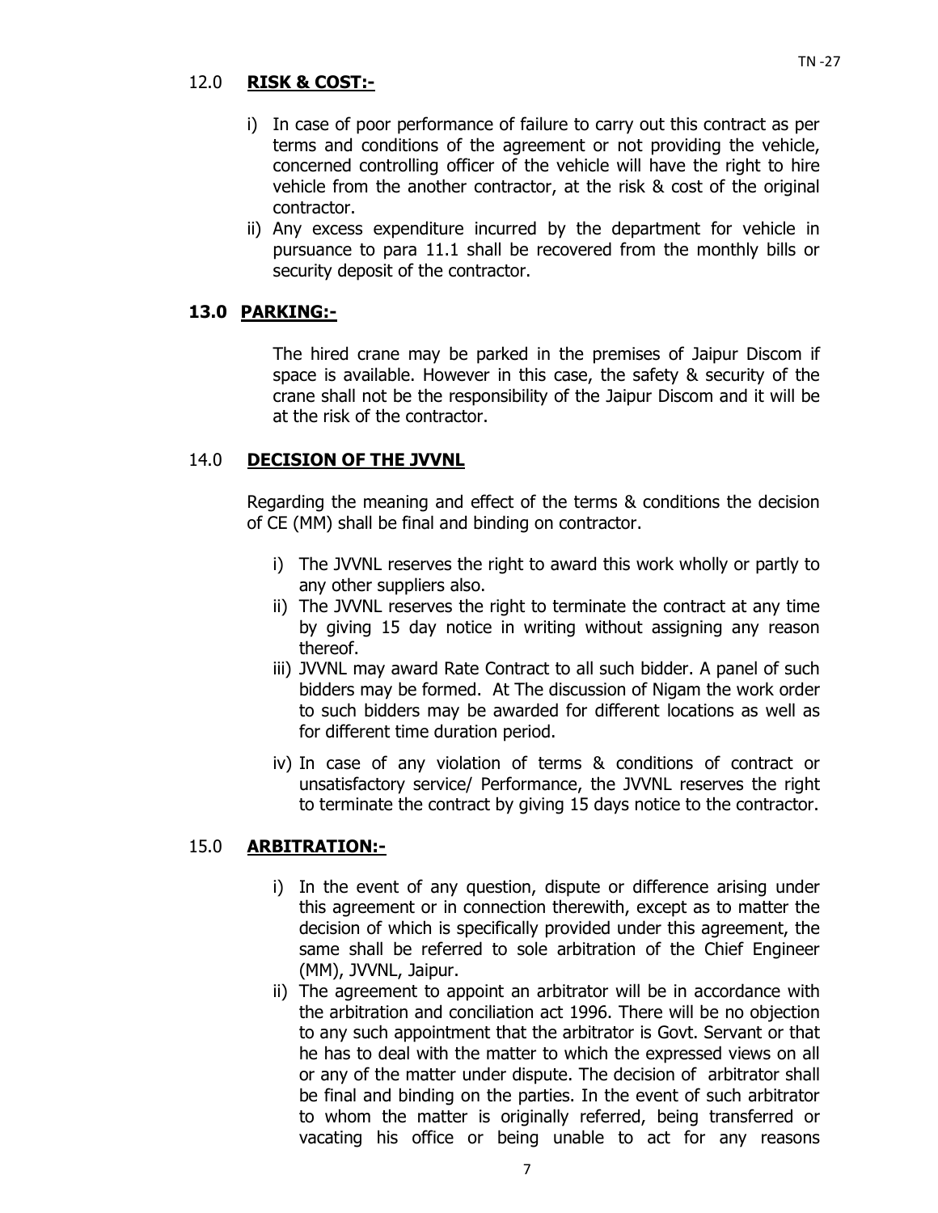## 12.0 RISK & COST:-

i) In case of poor performance of failure to carry out this contract as per terms and conditions of the agreement or not providing the vehicle, concerned controlling officer of the vehicle will have the right to hire vehicle from the another contractor, at the risk & cost of the original contractor.

ii) Any excess expenditure incurred by the department for vehicle in pursuance to para 11.1 shall be recovered from the monthly bills or security deposit of the contractor.

## 13.0 PARKING:-

The hired crane may be parked in the premises of Jaipur Discom if space is available. However in this case, the safety & security of the crane shall not be the responsibility of the Jaipur Discom and it will be at the risk of the contractor.

## 14.0 DECISION OF THE JVVNL

Regarding the meaning and effect of the terms & conditions the decision of CE (MM) shall be final and binding on contractor.

i) The JVVNL reserves the right to award this work wholly or partly to any other suppliers also.

ii) The JVVNL reserves the right to terminate the contract at any time by giving 15 day notice in writing without assigning any reason thereof.

iii) JVVNL may award Rate Contract to all such bidder. A panel of such bidders may be formed. At The discussion of Nigam the work order to such bidders may be awarded for different locations as well as for different time duration period.

iv) In case of any violation of terms & conditions of contract or unsatisfactory service/ Performance, the JVVNL reserves the right to terminate the contract by giving 15 days notice to the contractor.

## 15.0 ARBITRATION:-

i) In the event of any question, dispute or difference arising under this agreement or in connection therewith, except as to matter the decision of which is specifically provided under this agreement, the same shall be referred to sole arbitration of the Chief Engineer (MM), JVVNL, Jaipur.

ii) The agreement to appoint an arbitrator will be in accordance with the arbitration and conciliation act 1996. There will be no objection to any such appointment that the arbitrator is Govt. Servant or that he has to deal with the matter to which the expressed views on all or any of the matter under dispute. The decision of arbitrator shall be final and binding on the parties. In the event of such arbitrator to whom the matter is originally referred, being transferred or vacating his office or being unable to act for any reasons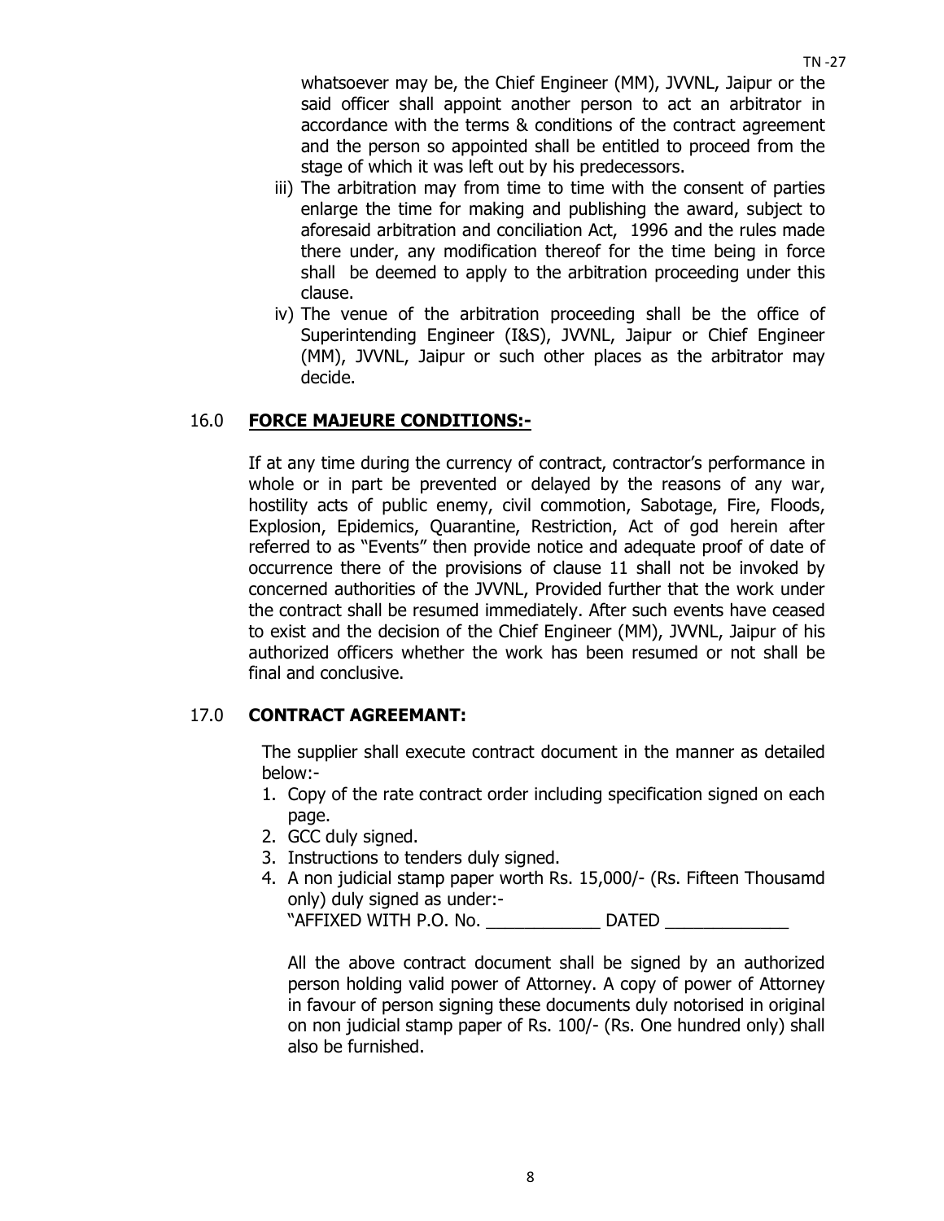whatsoever may be, the Chief Engineer (MM), JVVNL, Jaipur or the said officer shall appoint another person to act an arbitrator in accordance with the terms & conditions of the contract agreement and the person so appointed shall be entitled to proceed from the stage of which it was left out by his predecessors.

iii) The arbitration may from time to time with the consent of parties enlarge the time for making and publishing the award, subject to aforesaid arbitration and conciliation Act, 1996 and the rules made there under, any modification thereof for the time being in force shall be deemed to apply to the arbitration proceeding under this clause.

iv) The venue of the arbitration proceeding shall be the office of Superintending Engineer (I&S), JVVNL, Jaipur or Chief Engineer (MM), JVVNL, Jaipur or such other places as the arbitrator may decide.

## 16.0 FORCE MAJEURE CONDITIONS:-

If at any time during the currency of contract, contractor's performance in whole or in part be prevented or delayed by the reasons of any war, hostility acts of public enemy, civil commotion, Sabotage, Fire, Floods, Explosion, Epidemics, Quarantine, Restriction, Act of god herein after referred to as "Events" then provide notice and adequate proof of date of occurrence there of the provisions of clause 11 shall not be invoked by concerned authorities of the JVVNL, Provided further that the work under the contract shall be resumed immediately. After such events have ceased to exist and the decision of the Chief Engineer (MM), JVVNL, Jaipur of his authorized officers whether the work has been resumed or not shall be final and conclusive.

## 17.0 CONTRACT AGREEMANT:

The supplier shall execute contract document in the manner as detailed below:-

1. Copy of the rate contract order including specification signed on each page.
2. GCC duly signed.
3. Instructions to tenders duly signed.
4. A non judicial stamp paper worth Rs. 15,000/- (Rs. Fifteen Thousamd only) duly signed as under:-
   "AFFIXED WITH P.O. No. ____________ DATED _____________

All the above contract document shall be signed by an authorized person holding valid power of Attorney. A copy of power of Attorney in favour of person signing these documents duly notorised in original on non judicial stamp paper of Rs. 100/- (Rs. One hundred only) shall also be furnished.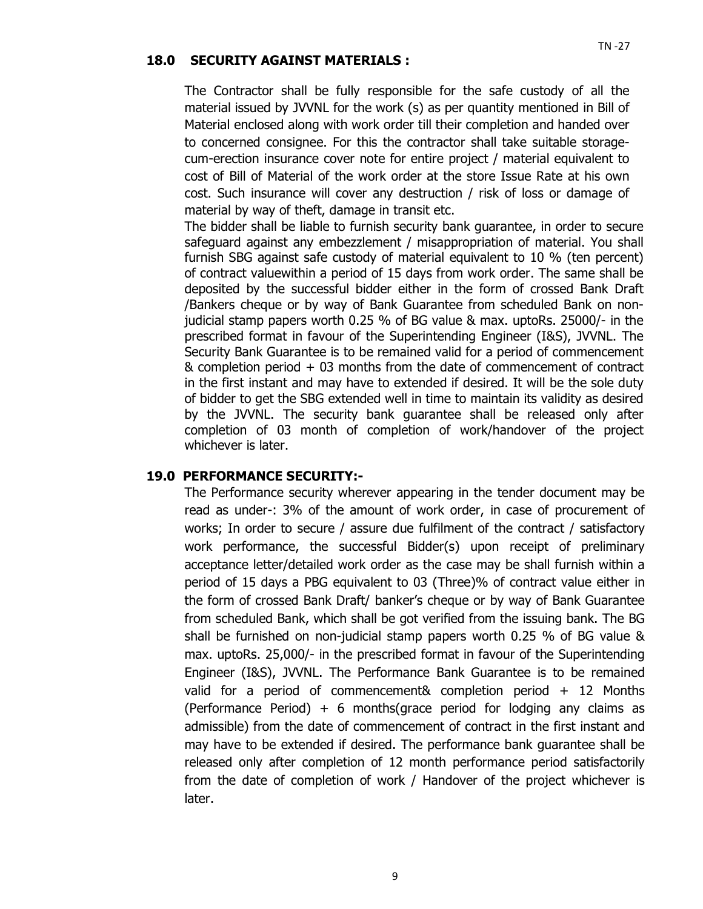## 18.0 SECURITY AGAINST MATERIALS :

The Contractor shall be fully responsible for the safe custody of all the material issued by JVVNL for the work (s) as per quantity mentioned in Bill of Material enclosed along with work order till their completion and handed over to concerned consignee. For this the contractor shall take suitable storage-cum-erection insurance cover note for entire project / material equivalent to cost of Bill of Material of the work order at the store Issue Rate at his own cost. Such insurance will cover any destruction / risk of loss or damage of material by way of theft, damage in transit etc.

The bidder shall be liable to furnish security bank guarantee, in order to secure safeguard against any embezzlement / misappropriation of material. You shall furnish SBG against safe custody of material equivalent to 10 % (ten percent) of contract valuewithin a period of 15 days from work order. The same shall be deposited by the successful bidder either in the form of crossed Bank Draft /Bankers cheque or by way of Bank Guarantee from scheduled Bank on non-judicial stamp papers worth 0.25 % of BG value & max. uptoRs. 25000/- in the prescribed format in favour of the Superintending Engineer (I&S), JVVNL. The Security Bank Guarantee is to be remained valid for a period of commencement & completion period + 03 months from the date of commencement of contract in the first instant and may have to extended if desired. It will be the sole duty of bidder to get the SBG extended well in time to maintain its validity as desired by the JVVNL. The security bank guarantee shall be released only after completion of 03 month of completion of work/handover of the project whichever is later.

## 19.0 PERFORMANCE SECURITY:-

The Performance security wherever appearing in the tender document may be read as under-: 3% of the amount of work order, in case of procurement of works; In order to secure / assure due fulfilment of the contract / satisfactory work performance, the successful Bidder(s) upon receipt of preliminary acceptance letter/detailed work order as the case may be shall furnish within a period of 15 days a PBG equivalent to 03 (Three)% of contract value either in the form of crossed Bank Draft/ banker's cheque or by way of Bank Guarantee from scheduled Bank, which shall be got verified from the issuing bank. The BG shall be furnished on non-judicial stamp papers worth 0.25 % of BG value & max. uptoRs. 25,000/- in the prescribed format in favour of the Superintending Engineer (I&S), JVVNL. The Performance Bank Guarantee is to be remained valid for a period of commencement& completion period + 12 Months (Performance Period) + 6 months(grace period for lodging any claims as admissible) from the date of commencement of contract in the first instant and may have to be extended if desired. The performance bank guarantee shall be released only after completion of 12 month performance period satisfactorily from the date of completion of work / Handover of the project whichever is later.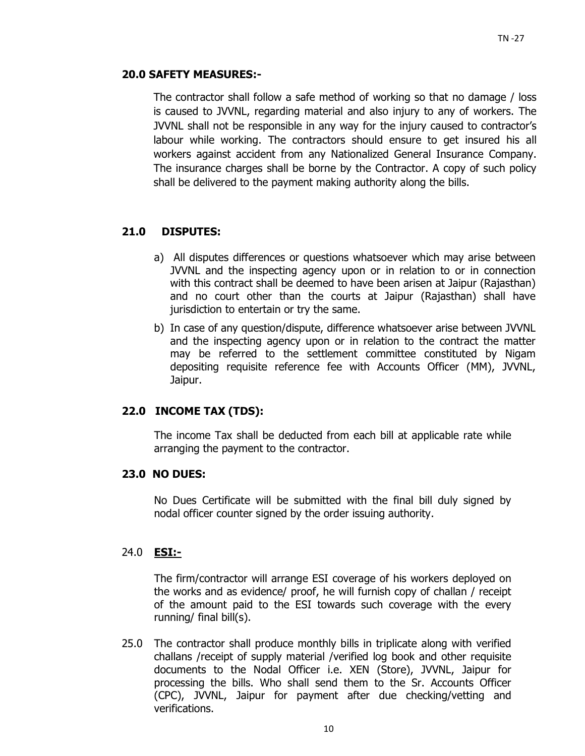## 20.0 SAFETY MEASURES:-

The contractor shall follow a safe method of working so that no damage / loss is caused to JVVNL, regarding material and also injury to any of workers. The JVVNL shall not be responsible in any way for the injury caused to contractor's labour while working. The contractors should ensure to get insured his all workers against accident from any Nationalized General Insurance Company. The insurance charges shall be borne by the Contractor. A copy of such policy shall be delivered to the payment making authority along the bills.

## 21.0 DISPUTES:

a) All disputes differences or questions whatsoever which may arise between JVVNL and the inspecting agency upon or in relation to or in connection with this contract shall be deemed to have been arisen at Jaipur (Rajasthan) and no court other than the courts at Jaipur (Rajasthan) shall have jurisdiction to entertain or try the same.

b) In case of any question/dispute, difference whatsoever arise between JVVNL and the inspecting agency upon or in relation to the contract the matter may be referred to the settlement committee constituted by Nigam depositing requisite reference fee with Accounts Officer (MM), JVVNL, Jaipur.

## 22.0 INCOME TAX (TDS):

The income Tax shall be deducted from each bill at applicable rate while arranging the payment to the contractor.

## 23.0 NO DUES:

No Dues Certificate will be submitted with the final bill duly signed by nodal officer counter signed by the order issuing authority.

## 24.0 ESI:-

The firm/contractor will arrange ESI coverage of his workers deployed on the works and as evidence/ proof, he will furnish copy of challan / receipt of the amount paid to the ESI towards such coverage with the every running/ final bill(s).

25.0 The contractor shall produce monthly bills in triplicate along with verified challans /receipt of supply material /verified log book and other requisite documents to the Nodal Officer i.e. XEN (Store), JVVNL, Jaipur for processing the bills. Who shall send them to the Sr. Accounts Officer (CPC), JVVNL, Jaipur for payment after due checking/vetting and verifications.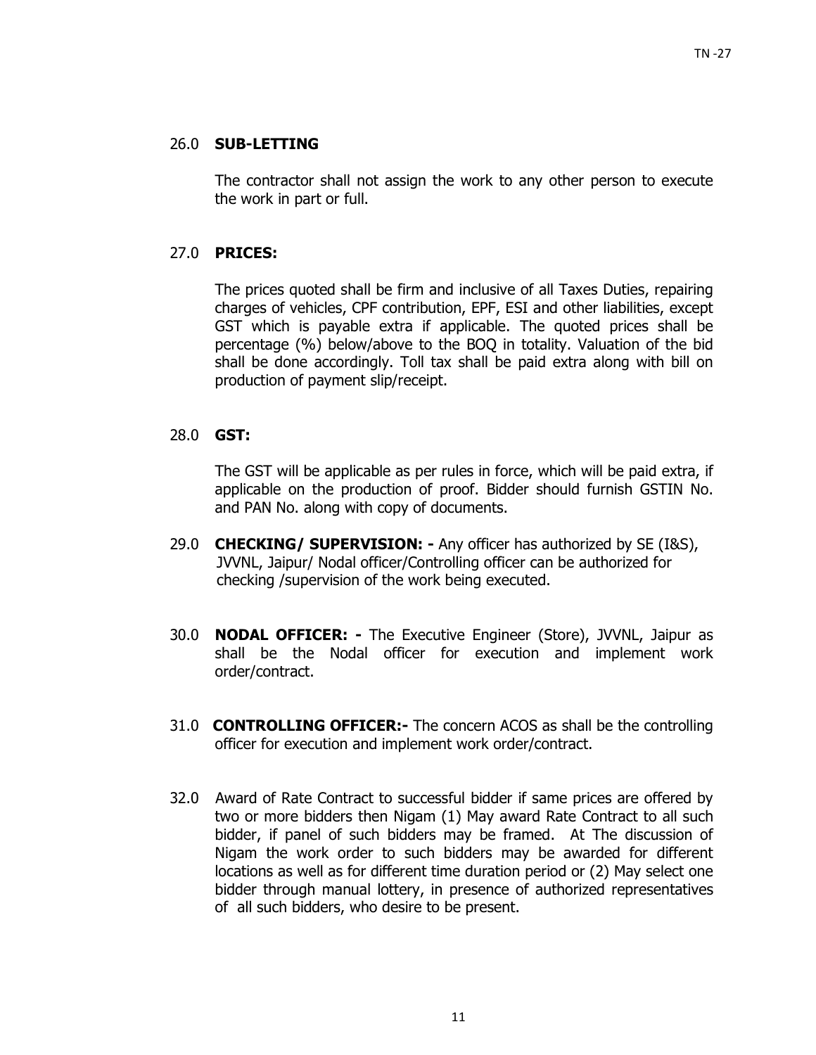26.0 **SUB-LETTING**

The contractor shall not assign the work to any other person to execute the work in part or full.

27.0 **PRICES:**

The prices quoted shall be firm and inclusive of all Taxes Duties, repairing charges of vehicles, CPF contribution, EPF, ESI and other liabilities, except GST which is payable extra if applicable. The quoted prices shall be percentage (%) below/above to the BOQ in totality. Valuation of the bid shall be done accordingly. Toll tax shall be paid extra along with bill on production of payment slip/receipt.

28.0 **GST:**

The GST will be applicable as per rules in force, which will be paid extra, if applicable on the production of proof. Bidder should furnish GSTIN No. and PAN No. along with copy of documents.

29.0 **CHECKING/ SUPERVISION: -** Any officer has authorized by SE (I&S), JVVNL, Jaipur/ Nodal officer/Controlling officer can be authorized for checking /supervision of the work being executed.

30.0 **NODAL OFFICER: -** The Executive Engineer (Store), JVVNL, Jaipur as shall be the Nodal officer for execution and implement work order/contract.

31.0 **CONTROLLING OFFICER:-** The concern ACOS as shall be the controlling officer for execution and implement work order/contract.

32.0 Award of Rate Contract to successful bidder if same prices are offered by two or more bidders then Nigam (1) May award Rate Contract to all such bidder, if panel of such bidders may be framed. At The discussion of Nigam the work order to such bidders may be awarded for different locations as well as for different time duration period or (2) May select one bidder through manual lottery, in presence of authorized representatives of all such bidders, who desire to be present.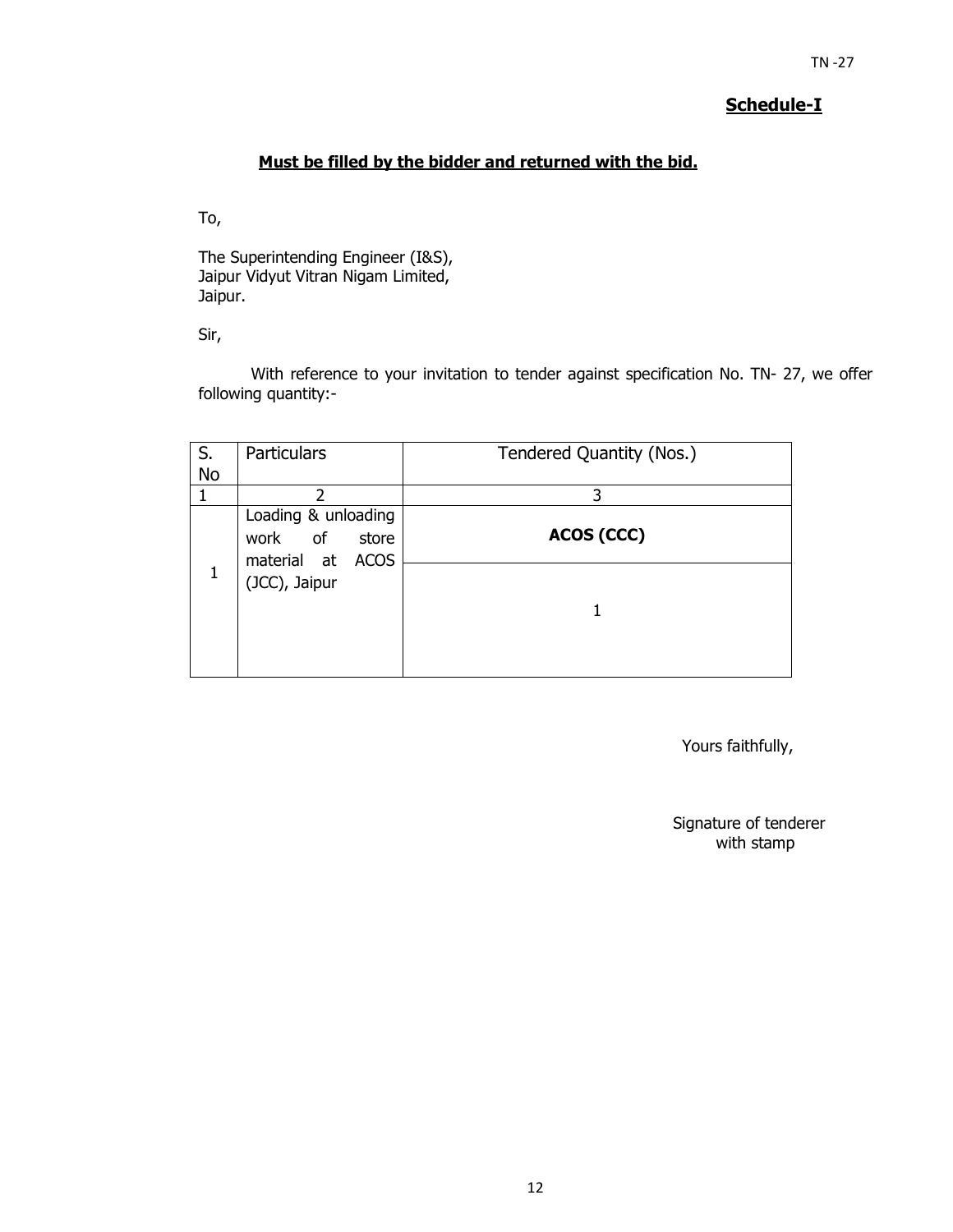## Schedule-I

**Must be filled by the bidder and returned with the bid.**

To,

The Superintending Engineer (I&S),
Jaipur Vidyut Vitran Nigam Limited,
Jaipur.

Sir,

With reference to your invitation to tender against specification No. TN- 27, we offer following quantity:-

| S. No | Particulars | Tendered Quantity (Nos.) |
|---|---|---|
| 1 | 2 | 3 |
| 1 | Loading & unloading work of store material at ACOS (JCC), Jaipur | **ACOS (CCC)** |
| | | 1 |

Yours faithfully,

Signature of tenderer
with stamp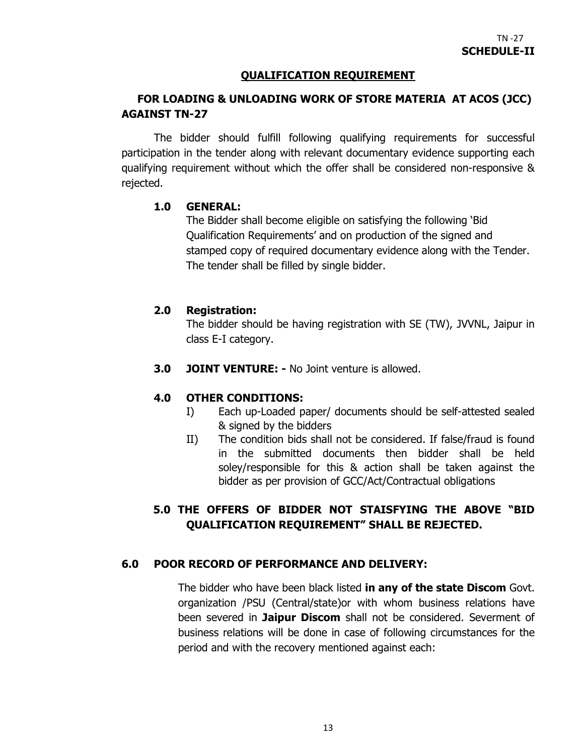TN -27
**SCHEDULE-II**

## QUALIFICATION REQUIREMENT

**FOR LOADING & UNLOADING WORK OF STORE MATERIA AT ACOS (JCC) AGAINST TN-27**

The bidder should fulfill following qualifying requirements for successful participation in the tender along with relevant documentary evidence supporting each qualifying requirement without which the offer shall be considered non-responsive & rejected.

**1.0 GENERAL:**

The Bidder shall become eligible on satisfying the following 'Bid Qualification Requirements' and on production of the signed and stamped copy of required documentary evidence along with the Tender. The tender shall be filled by single bidder.

**2.0 Registration:**

The bidder should be having registration with SE (TW), JVVNL, Jaipur in class E-I category.

**3.0 JOINT VENTURE: -** No Joint venture is allowed.

**4.0 OTHER CONDITIONS:**

I) Each up-Loaded paper/ documents should be self-attested sealed & signed by the bidders

II) The condition bids shall not be considered. If false/fraud is found in the submitted documents then bidder shall be held soley/responsible for this & action shall be taken against the bidder as per provision of GCC/Act/Contractual obligations

**5.0 THE OFFERS OF BIDDER NOT STAISFYING THE ABOVE "BID QUALIFICATION REQUIREMENT" SHALL BE REJECTED.**

**6.0 POOR RECORD OF PERFORMANCE AND DELIVERY:**

The bidder who have been black listed **in any of the state Discom** Govt. organization /PSU (Central/state)or with whom business relations have been severed in **Jaipur Discom** shall not be considered. Severment of business relations will be done in case of following circumstances for the period and with the recovery mentioned against each: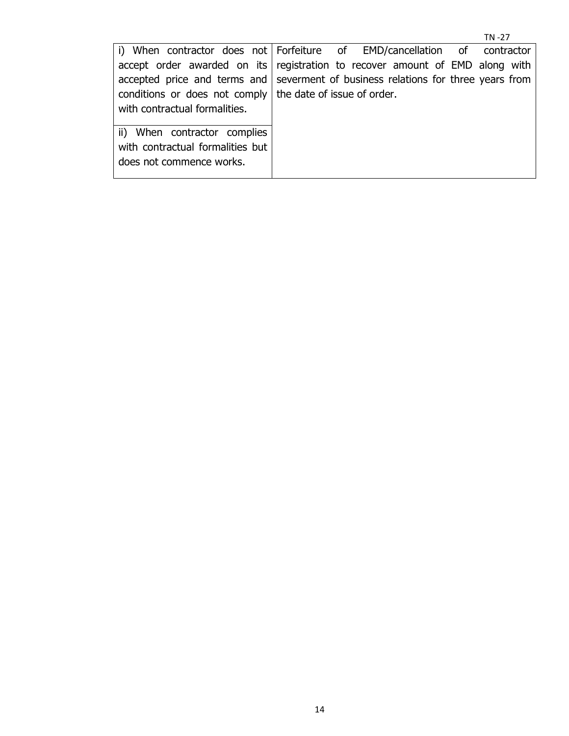| | |
|---|---|
| i) When contractor does not accept order awarded on its accepted price and terms and conditions or does not comply with contractual formalities. | Forfeiture of EMD/cancellation of contractor registration to recover amount of EMD along with severment of business relations for three years from the date of issue of order. |
| ii) When contractor complies with contractual formalities but does not commence works. | |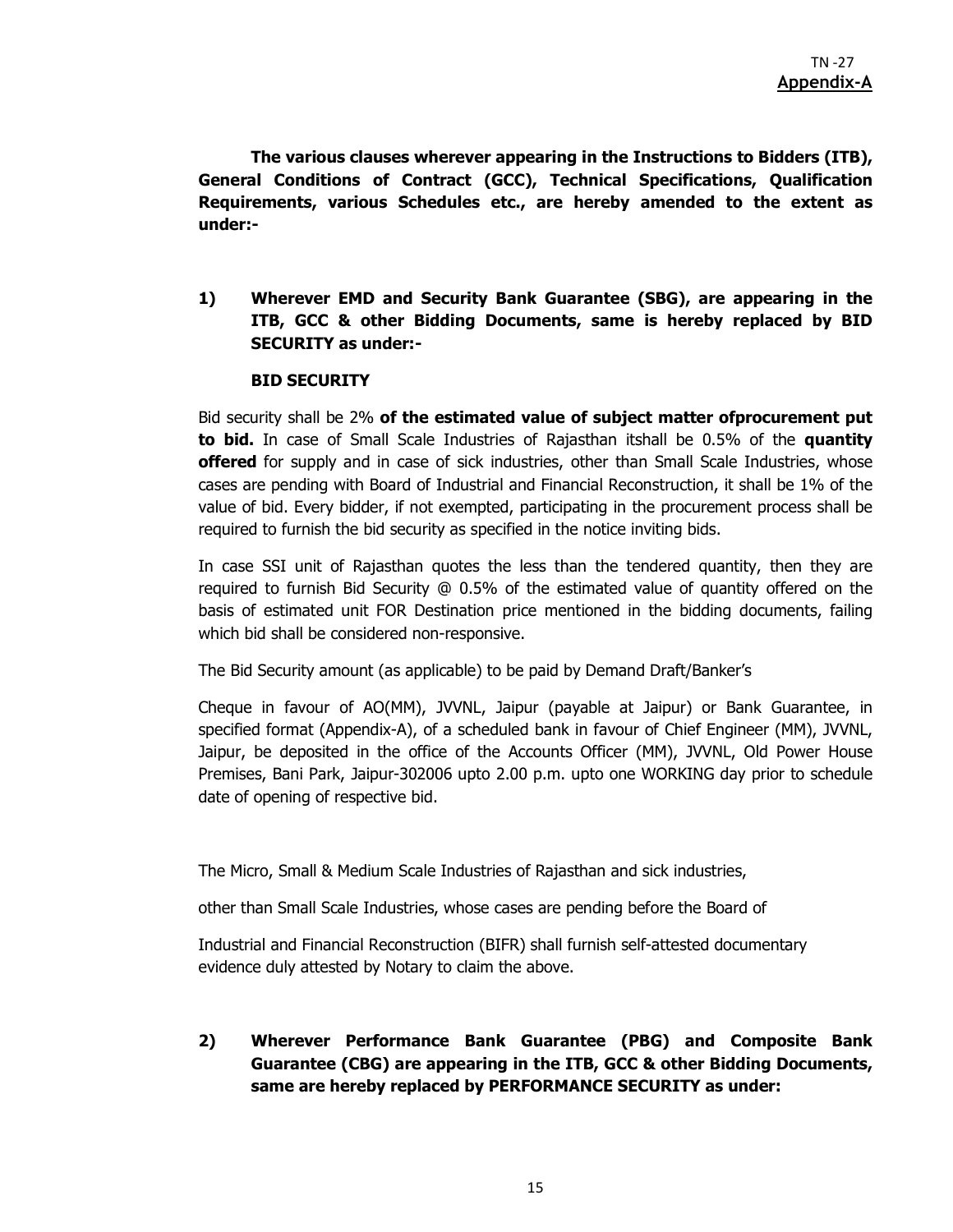TN -27

**Appendix-A**

**The various clauses wherever appearing in the Instructions to Bidders (ITB), General Conditions of Contract (GCC), Technical Specifications, Qualification Requirements, various Schedules etc., are hereby amended to the extent as under:-**

**1) Wherever EMD and Security Bank Guarantee (SBG), are appearing in the ITB, GCC & other Bidding Documents, same is hereby replaced by BID SECURITY as under:-**

**BID SECURITY**

Bid security shall be 2% **of the estimated value of subject matter ofprocurement put to bid.** In case of Small Scale Industries of Rajasthan itshall be 0.5% of the **quantity offered** for supply and in case of sick industries, other than Small Scale Industries, whose cases are pending with Board of Industrial and Financial Reconstruction, it shall be 1% of the value of bid. Every bidder, if not exempted, participating in the procurement process shall be required to furnish the bid security as specified in the notice inviting bids.

In case SSI unit of Rajasthan quotes the less than the tendered quantity, then they are required to furnish Bid Security @ 0.5% of the estimated value of quantity offered on the basis of estimated unit FOR Destination price mentioned in the bidding documents, failing which bid shall be considered non-responsive.

The Bid Security amount (as applicable) to be paid by Demand Draft/Banker's

Cheque in favour of AO(MM), JVVNL, Jaipur (payable at Jaipur) or Bank Guarantee, in specified format (Appendix-A), of a scheduled bank in favour of Chief Engineer (MM), JVVNL, Jaipur, be deposited in the office of the Accounts Officer (MM), JVVNL, Old Power House Premises, Bani Park, Jaipur-302006 upto 2.00 p.m. upto one WORKING day prior to schedule date of opening of respective bid.

The Micro, Small & Medium Scale Industries of Rajasthan and sick industries,

other than Small Scale Industries, whose cases are pending before the Board of

Industrial and Financial Reconstruction (BIFR) shall furnish self-attested documentary evidence duly attested by Notary to claim the above.

**2) Wherever Performance Bank Guarantee (PBG) and Composite Bank Guarantee (CBG) are appearing in the ITB, GCC & other Bidding Documents, same are hereby replaced by PERFORMANCE SECURITY as under:**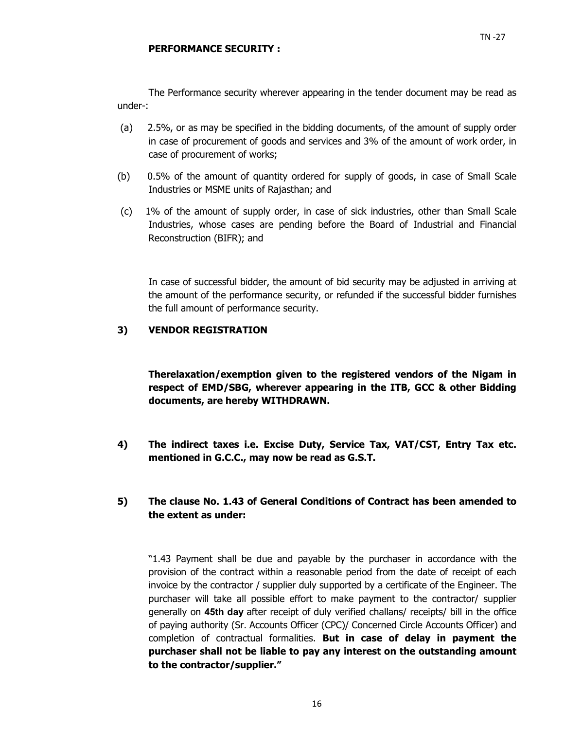**PERFORMANCE SECURITY :**

The Performance security wherever appearing in the tender document may be read as under-:

(a) 2.5%, or as may be specified in the bidding documents, of the amount of supply order in case of procurement of goods and services and 3% of the amount of work order, in case of procurement of works;

(b) 0.5% of the amount of quantity ordered for supply of goods, in case of Small Scale Industries or MSME units of Rajasthan; and

(c) 1% of the amount of supply order, in case of sick industries, other than Small Scale Industries, whose cases are pending before the Board of Industrial and Financial Reconstruction (BIFR); and

In case of successful bidder, the amount of bid security may be adjusted in arriving at the amount of the performance security, or refunded if the successful bidder furnishes the full amount of performance security.

**3) VENDOR REGISTRATION**

**Therelaxation/exemption given to the registered vendors of the Nigam in respect of EMD/SBG, wherever appearing in the ITB, GCC & other Bidding documents, are hereby WITHDRAWN.**

**4) The indirect taxes i.e. Excise Duty, Service Tax, VAT/CST, Entry Tax etc. mentioned in G.C.C., may now be read as G.S.T.**

**5) The clause No. 1.43 of General Conditions of Contract has been amended to the extent as under:**

"1.43 Payment shall be due and payable by the purchaser in accordance with the provision of the contract within a reasonable period from the date of receipt of each invoice by the contractor / supplier duly supported by a certificate of the Engineer. The purchaser will take all possible effort to make payment to the contractor/ supplier generally on **45th day** after receipt of duly verified challans/ receipts/ bill in the office of paying authority (Sr. Accounts Officer (CPC)/ Concerned Circle Accounts Officer) and completion of contractual formalities. **But in case of delay in payment the purchaser shall not be liable to pay any interest on the outstanding amount to the contractor/supplier."**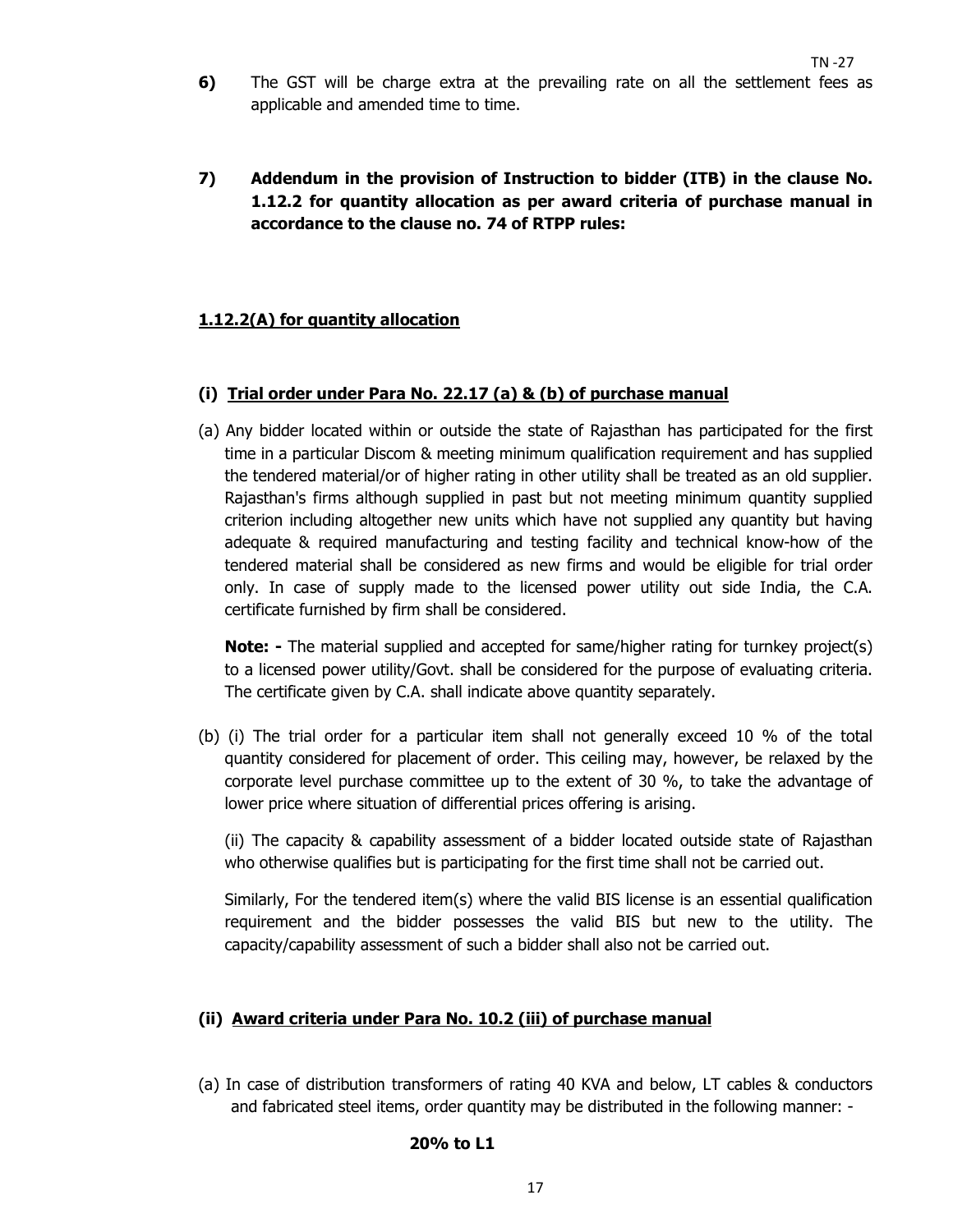6) The GST will be charge extra at the prevailing rate on all the settlement fees as applicable and amended time to time.

**7) Addendum in the provision of Instruction to bidder (ITB) in the clause No. 1.12.2 for quantity allocation as per award criteria of purchase manual in accordance to the clause no. 74 of RTPP rules:**

**<u>1.12.2(A) for quantity allocation</u>**

**(i) <u>Trial order under Para No. 22.17 (a) & (b) of purchase manual</u>**

(a) Any bidder located within or outside the state of Rajasthan has participated for the first time in a particular Discom & meeting minimum qualification requirement and has supplied the tendered material/or of higher rating in other utility shall be treated as an old supplier. Rajasthan's firms although supplied in past but not meeting minimum quantity supplied criterion including altogether new units which have not supplied any quantity but having adequate & required manufacturing and testing facility and technical know-how of the tendered material shall be considered as new firms and would be eligible for trial order only. In case of supply made to the licensed power utility out side India, the C.A. certificate furnished by firm shall be considered.

**Note: -** The material supplied and accepted for same/higher rating for turnkey project(s) to a licensed power utility/Govt. shall be considered for the purpose of evaluating criteria. The certificate given by C.A. shall indicate above quantity separately.

(b) (i) The trial order for a particular item shall not generally exceed 10 % of the total quantity considered for placement of order. This ceiling may, however, be relaxed by the corporate level purchase committee up to the extent of 30 %, to take the advantage of lower price where situation of differential prices offering is arising.

(ii) The capacity & capability assessment of a bidder located outside state of Rajasthan who otherwise qualifies but is participating for the first time shall not be carried out.

Similarly, For the tendered item(s) where the valid BIS license is an essential qualification requirement and the bidder possesses the valid BIS but new to the utility. The capacity/capability assessment of such a bidder shall also not be carried out.

**(ii) <u>Award criteria under Para No. 10.2 (iii) of purchase manual</u>**

(a) In case of distribution transformers of rating 40 KVA and below, LT cables & conductors and fabricated steel items, order quantity may be distributed in the following manner: -

**20% to L1**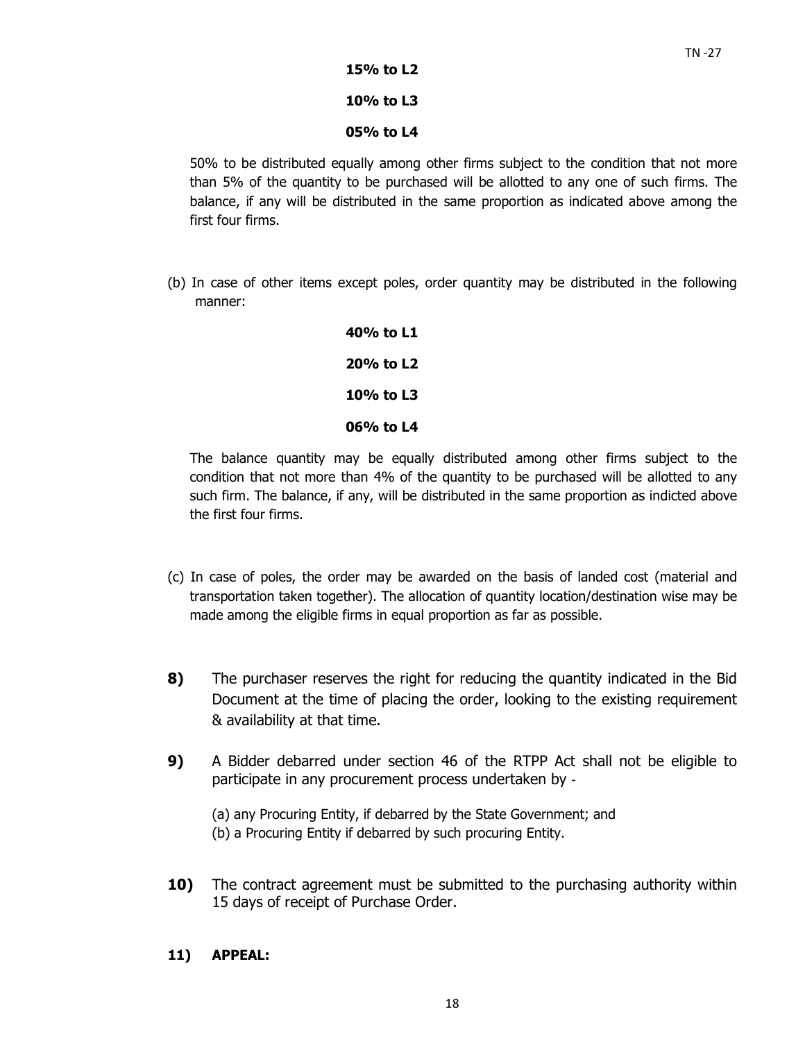**15% to L2**

**10% to L3**

**05% to L4**

50% to be distributed equally among other firms subject to the condition that not more than 5% of the quantity to be purchased will be allotted to any one of such firms. The balance, if any will be distributed in the same proportion as indicated above among the first four firms.

(b) In case of other items except poles, order quantity may be distributed in the following manner:

**40% to L1**

**20% to L2**

**10% to L3**

**06% to L4**

The balance quantity may be equally distributed among other firms subject to the condition that not more than 4% of the quantity to be purchased will be allotted to any such firm. The balance, if any, will be distributed in the same proportion as indicted above the first four firms.

(c) In case of poles, the order may be awarded on the basis of landed cost (material and transportation taken together). The allocation of quantity location/destination wise may be made among the eligible firms in equal proportion as far as possible.

**8)** The purchaser reserves the right for reducing the quantity indicated in the Bid Document at the time of placing the order, looking to the existing requirement & availability at that time.

**9)** A Bidder debarred under section 46 of the RTPP Act shall not be eligible to participate in any procurement process undertaken by -

(a) any Procuring Entity, if debarred by the State Government; and
(b) a Procuring Entity if debarred by such procuring Entity.

**10)** The contract agreement must be submitted to the purchasing authority within 15 days of receipt of Purchase Order.

**11) APPEAL:**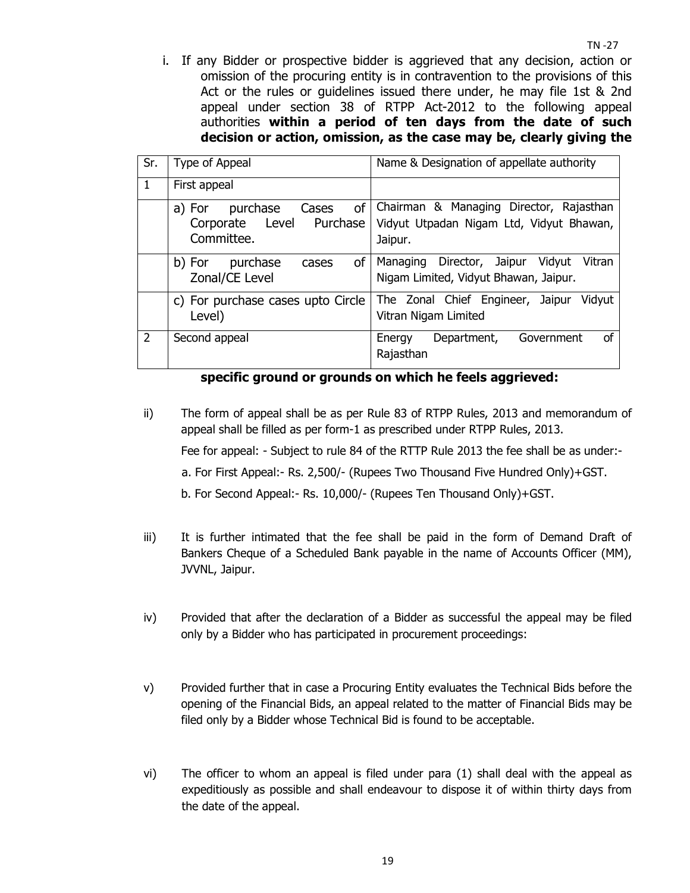i. If any Bidder or prospective bidder is aggrieved that any decision, action or omission of the procuring entity is in contravention to the provisions of this Act or the rules or guidelines issued there under, he may file 1st & 2nd appeal under section 38 of RTPP Act-2012 to the following appeal authorities **within a period of ten days from the date of such decision or action, omission, as the case may be, clearly giving the specific ground or grounds on which he feels aggrieved:**

| Sr. | Type of Appeal | Name & Designation of appellate authority |
|---|---|---|
| 1 | First appeal | |
| | a) For purchase Cases of Corporate Level Purchase Committee. | Chairman & Managing Director, Rajasthan Vidyut Utpadan Nigam Ltd, Vidyut Bhawan, Jaipur. |
| | b) For purchase cases of Zonal/CE Level | Managing Director, Jaipur Vidyut Vitran Nigam Limited, Vidyut Bhawan, Jaipur. |
| | c) For purchase cases upto Circle Level) | The Zonal Chief Engineer, Jaipur Vidyut Vitran Nigam Limited |
| 2 | Second appeal | Energy Department, Government of Rajasthan |

ii) The form of appeal shall be as per Rule 83 of RTPP Rules, 2013 and memorandum of appeal shall be filled as per form-1 as prescribed under RTPP Rules, 2013.

Fee for appeal: - Subject to rule 84 of the RTTP Rule 2013 the fee shall be as under:-

a. For First Appeal:- Rs. 2,500/- (Rupees Two Thousand Five Hundred Only)+GST.

b. For Second Appeal:- Rs. 10,000/- (Rupees Ten Thousand Only)+GST.

iii) It is further intimated that the fee shall be paid in the form of Demand Draft of Bankers Cheque of a Scheduled Bank payable in the name of Accounts Officer (MM), JVVNL, Jaipur.

iv) Provided that after the declaration of a Bidder as successful the appeal may be filed only by a Bidder who has participated in procurement proceedings:

v) Provided further that in case a Procuring Entity evaluates the Technical Bids before the opening of the Financial Bids, an appeal related to the matter of Financial Bids may be filed only by a Bidder whose Technical Bid is found to be acceptable.

vi) The officer to whom an appeal is filed under para (1) shall deal with the appeal as expeditiously as possible and shall endeavour to dispose it of within thirty days from the date of the appeal.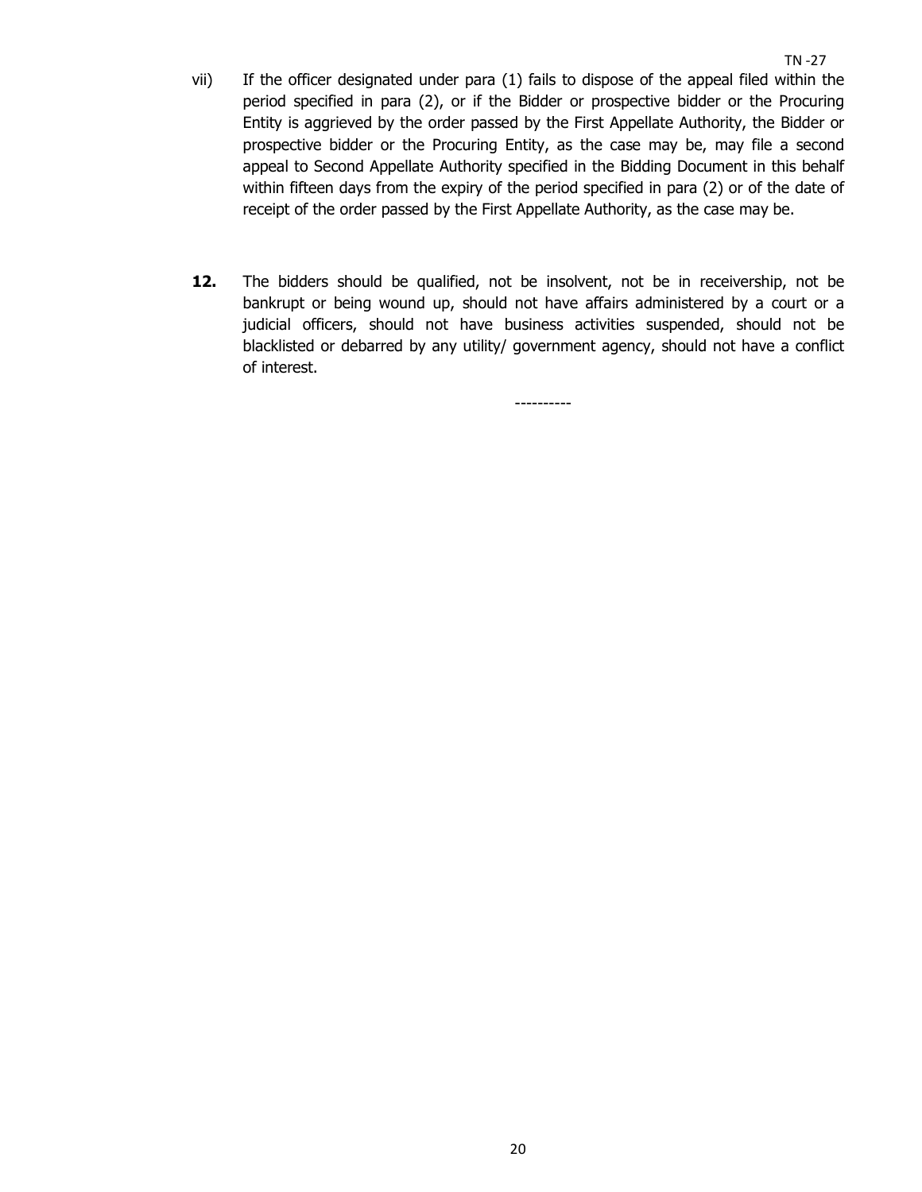vii) If the officer designated under para (1) fails to dispose of the appeal filed within the period specified in para (2), or if the Bidder or prospective bidder or the Procuring Entity is aggrieved by the order passed by the First Appellate Authority, the Bidder or prospective bidder or the Procuring Entity, as the case may be, may file a second appeal to Second Appellate Authority specified in the Bidding Document in this behalf within fifteen days from the expiry of the period specified in para (2) or of the date of receipt of the order passed by the First Appellate Authority, as the case may be.

**12.** The bidders should be qualified, not be insolvent, not be in receivership, not be bankrupt or being wound up, should not have affairs administered by a court or a judicial officers, should not have business activities suspended, should not be blacklisted or debarred by any utility/ government agency, should not have a conflict of interest.

----------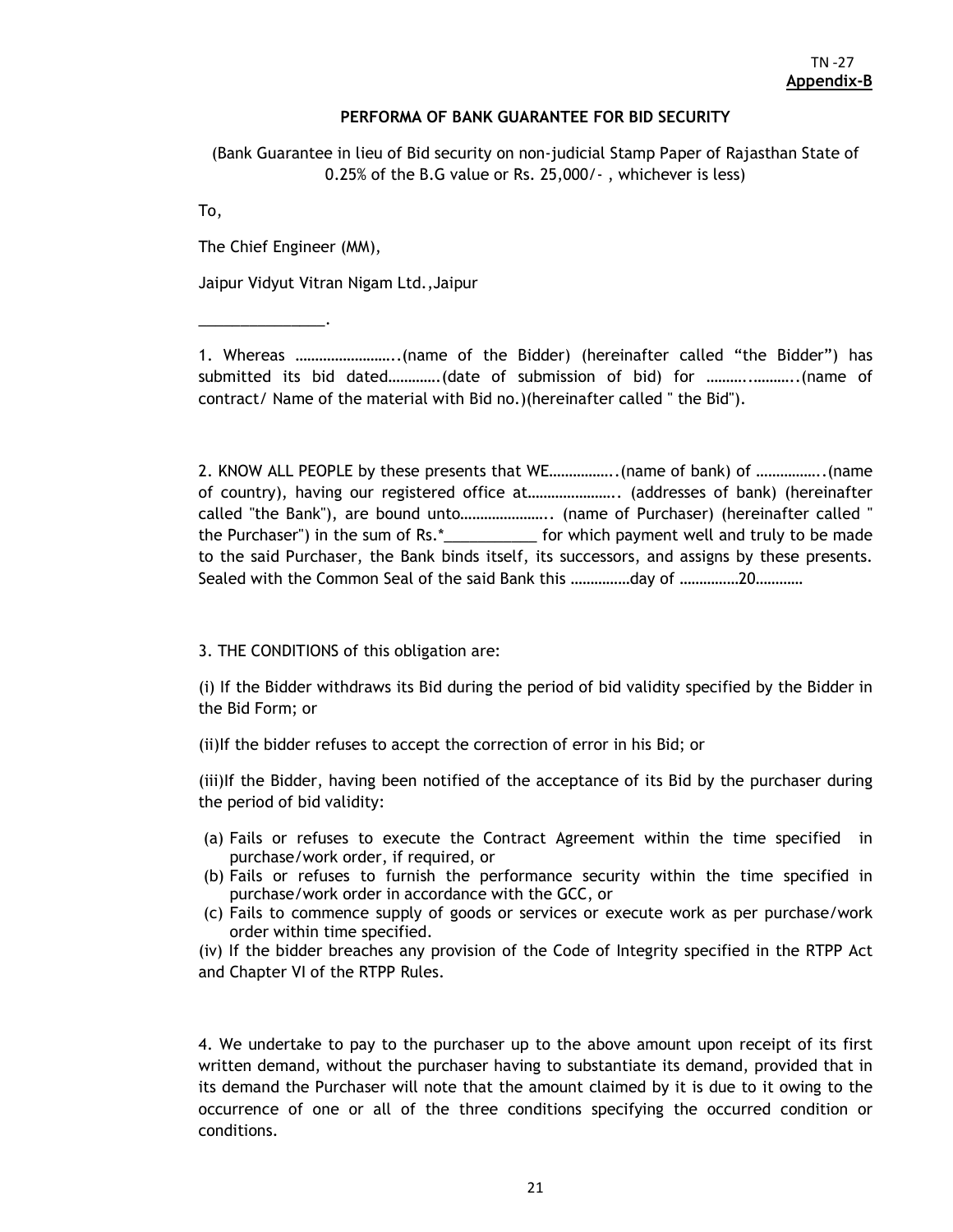TN -27

**Appendix-B**

**PERFORMA OF BANK GUARANTEE FOR BID SECURITY**

(Bank Guarantee in lieu of Bid security on non-judicial Stamp Paper of Rajasthan State of 0.25% of the B.G value or Rs. 25,000/- , whichever is less)

To,

The Chief Engineer (MM),

Jaipur Vidyut Vitran Nigam Ltd.,Jaipur

_______________.

1. Whereas ……………………..(name of the Bidder) (hereinafter called "the Bidder") has submitted its bid dated………….(date of submission of bid) for ………..………..(name of contract/ Name of the material with Bid no.)(hereinafter called " the Bid").

2. KNOW ALL PEOPLE by these presents that WE……………..(name of bank) of ……………..(name of country), having our registered office at………………….. (addresses of bank) (hereinafter called "the Bank"), are bound unto………………….. (name of Purchaser) (hereinafter called " the Purchaser") in the sum of Rs.*___________ for which payment well and truly to be made to the said Purchaser, the Bank binds itself, its successors, and assigns by these presents. Sealed with the Common Seal of the said Bank this ……………day of ……………20…………

3. THE CONDITIONS of this obligation are:

(i) If the Bidder withdraws its Bid during the period of bid validity specified by the Bidder in the Bid Form; or

(ii)If the bidder refuses to accept the correction of error in his Bid; or

(iii)If the Bidder, having been notified of the acceptance of its Bid by the purchaser during the period of bid validity:

(a) Fails or refuses to execute the Contract Agreement within the time specified in purchase/work order, if required, or
(b) Fails or refuses to furnish the performance security within the time specified in purchase/work order in accordance with the GCC, or
(c) Fails to commence supply of goods or services or execute work as per purchase/work order within time specified.

(iv) If the bidder breaches any provision of the Code of Integrity specified in the RTPP Act and Chapter VI of the RTPP Rules.

4. We undertake to pay to the purchaser up to the above amount upon receipt of its first written demand, without the purchaser having to substantiate its demand, provided that in its demand the Purchaser will note that the amount claimed by it is due to it owing to the occurrence of one or all of the three conditions specifying the occurred condition or conditions.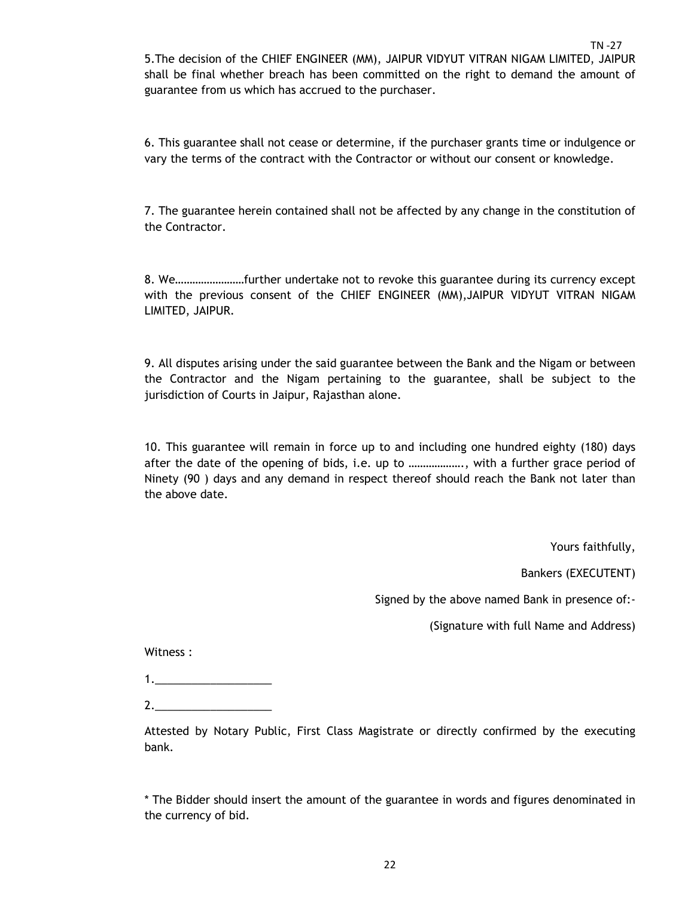TN -27

5.The decision of the CHIEF ENGINEER (MM), JAIPUR VIDYUT VITRAN NIGAM LIMITED, JAIPUR shall be final whether breach has been committed on the right to demand the amount of guarantee from us which has accrued to the purchaser.

6. This guarantee shall not cease or determine, if the purchaser grants time or indulgence or vary the terms of the contract with the Contractor or without our consent or knowledge.

7. The guarantee herein contained shall not be affected by any change in the constitution of the Contractor.

8. We……………………further undertake not to revoke this guarantee during its currency except with the previous consent of the CHIEF ENGINEER (MM),JAIPUR VIDYUT VITRAN NIGAM LIMITED, JAIPUR.

9. All disputes arising under the said guarantee between the Bank and the Nigam or between the Contractor and the Nigam pertaining to the guarantee, shall be subject to the jurisdiction of Courts in Jaipur, Rajasthan alone.

10. This guarantee will remain in force up to and including one hundred eighty (180) days after the date of the opening of bids, i.e. up to ………………., with a further grace period of Ninety (90 ) days and any demand in respect thereof should reach the Bank not later than the above date.

Yours faithfully,

Bankers (EXECUTENT)

Signed by the above named Bank in presence of:-

(Signature with full Name and Address)

Witness :

1.___________________

2.___________________

Attested by Notary Public, First Class Magistrate or directly confirmed by the executing bank.

* The Bidder should insert the amount of the guarantee in words and figures denominated in the currency of bid.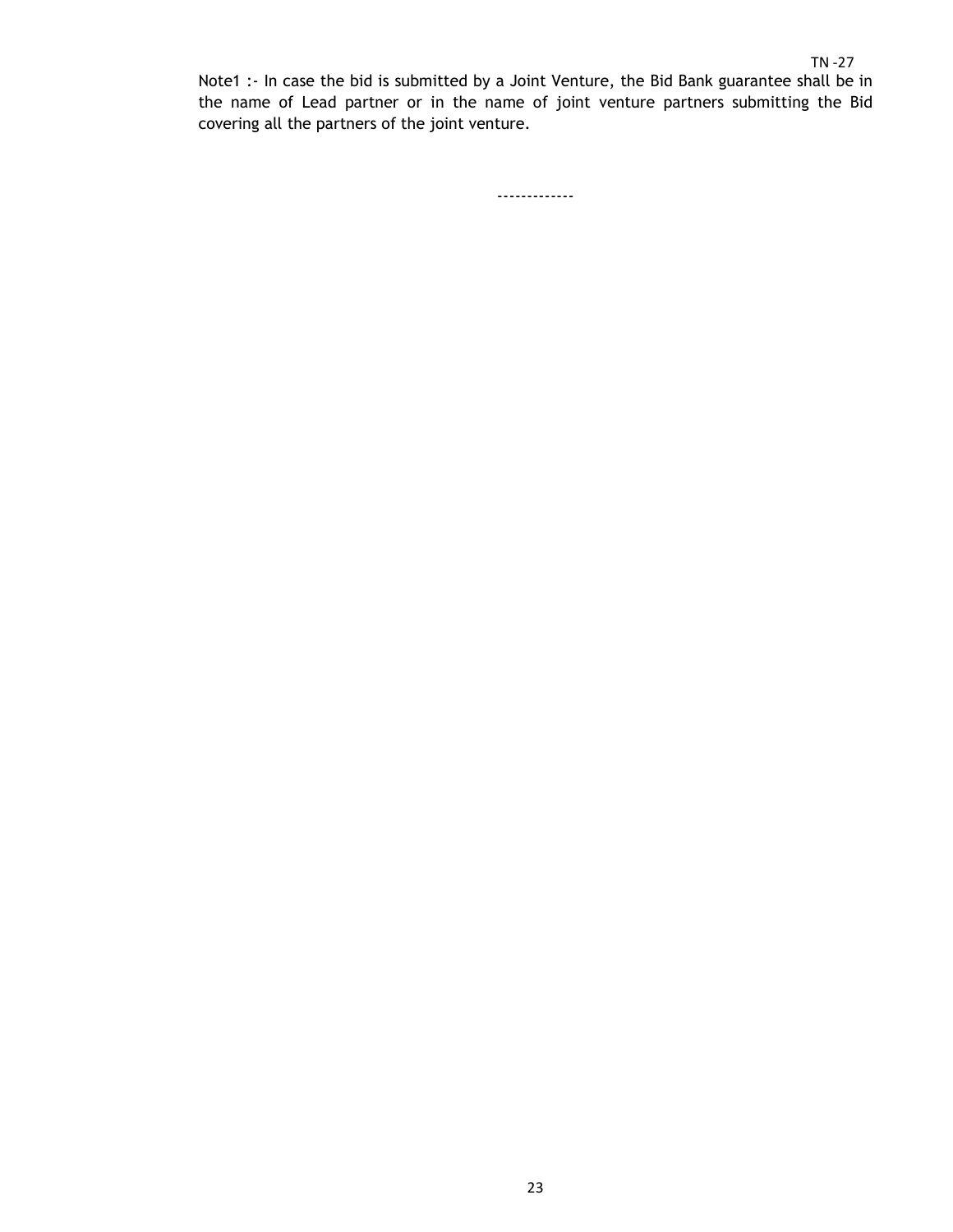Note1 :- In case the bid is submitted by a Joint Venture, the Bid Bank guarantee shall be in the name of Lead partner or in the name of joint venture partners submitting the Bid covering all the partners of the joint venture.

-------------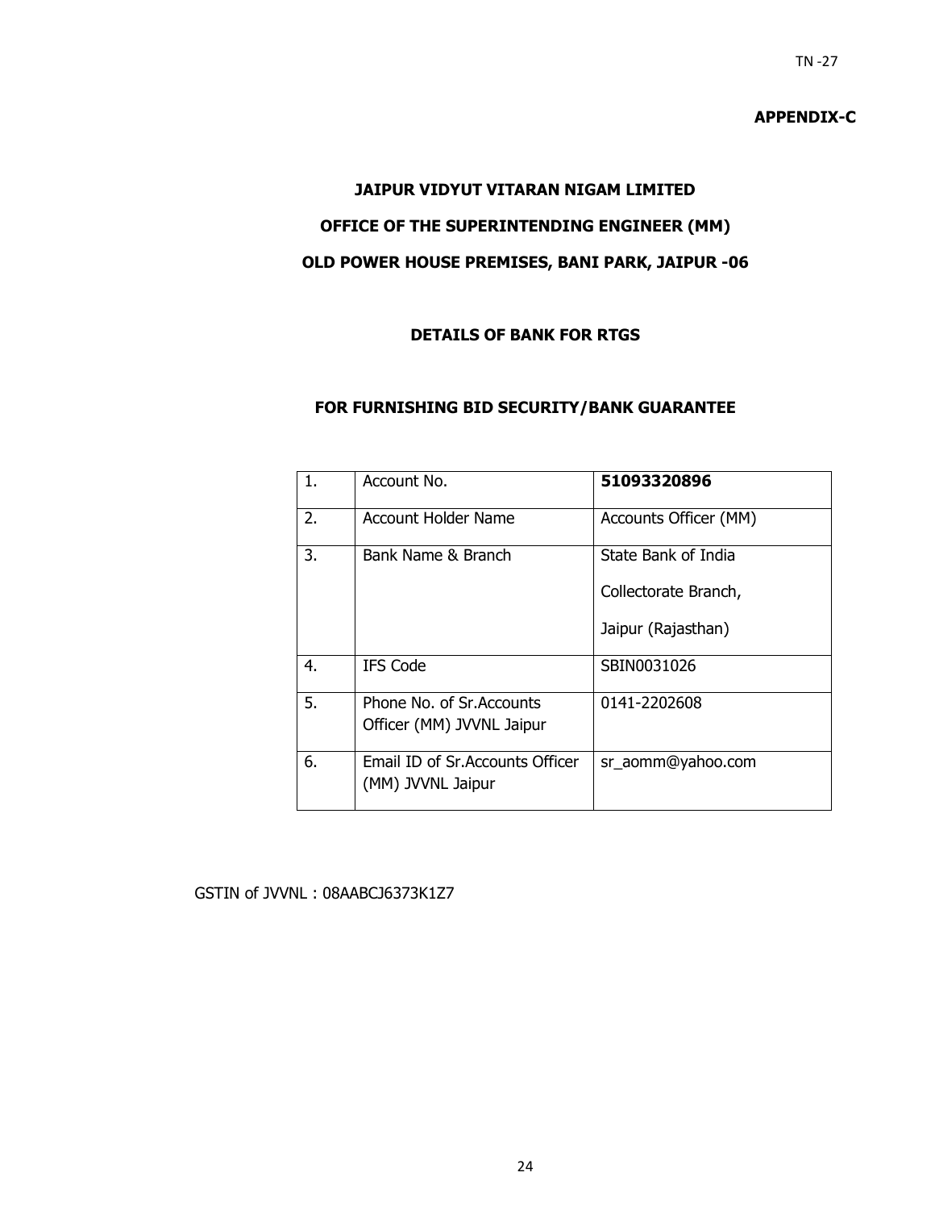TN -27

**APPENDIX-C**

**JAIPUR VIDYUT VITARAN NIGAM LIMITED**

**OFFICE OF THE SUPERINTENDING ENGINEER (MM)**

**OLD POWER HOUSE PREMISES, BANI PARK, JAIPUR -06**

**DETAILS OF BANK FOR RTGS**

**FOR FURNISHING BID SECURITY/BANK GUARANTEE**

| | | |
|---|---|---|
| 1. | Account No. | **51093320896** |
| 2. | Account Holder Name | Accounts Officer (MM) |
| 3. | Bank Name & Branch | State Bank of India<br>Collectorate Branch,<br>Jaipur (Rajasthan) |
| 4. | IFS Code | SBIN0031026 |
| 5. | Phone No. of Sr.Accounts Officer (MM) JVVNL Jaipur | 0141-2202608 |
| 6. | Email ID of Sr.Accounts Officer (MM) JVVNL Jaipur | sr_aomm@yahoo.com |

GSTIN of JVVNL : 08AABCJ6373K1Z7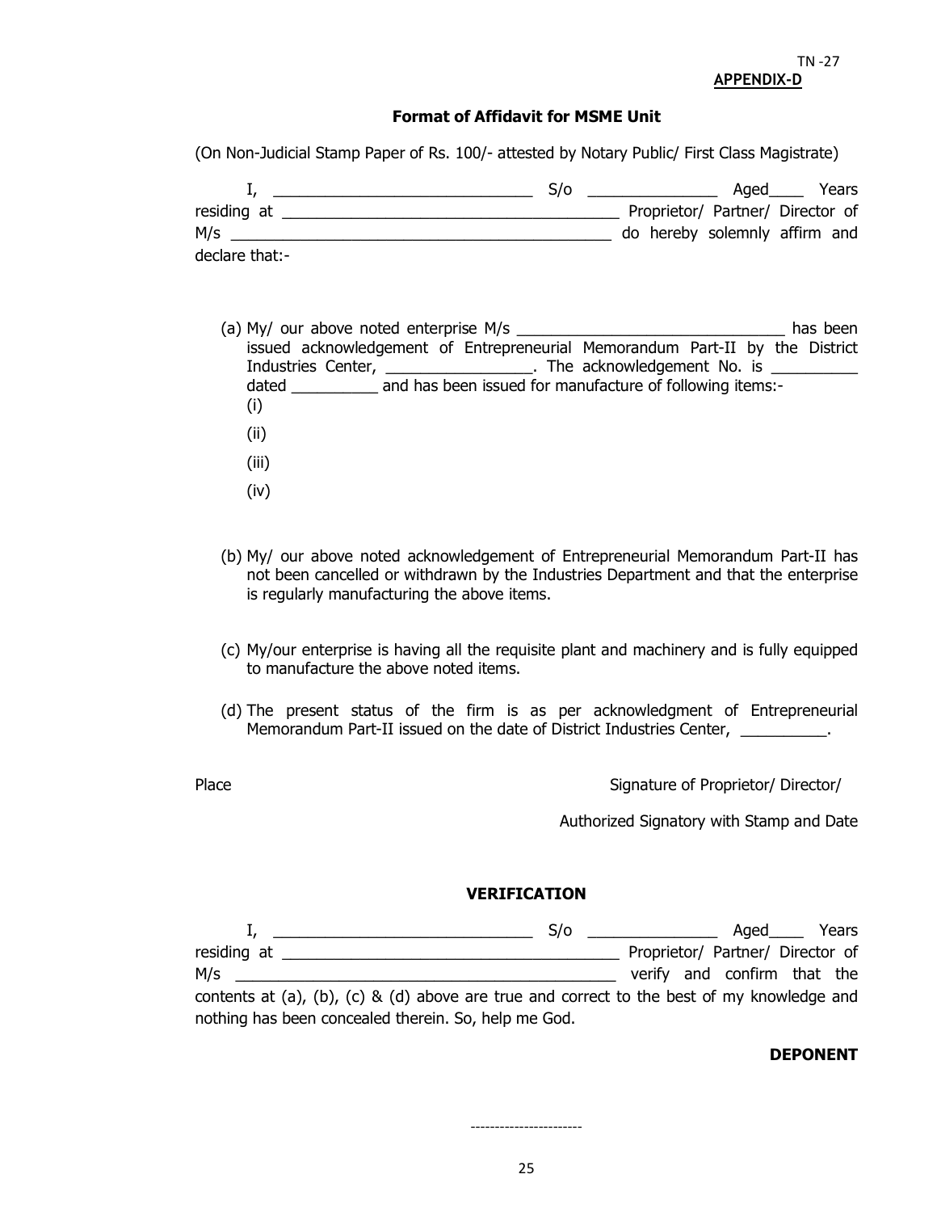TN -27

**APPENDIX-D**

## Format of Affidavit for MSME Unit

(On Non-Judicial Stamp Paper of Rs. 100/- attested by Notary Public/ First Class Magistrate)

I, ______________________________ S/o _______________ Aged____ Years residing at ________________________________________ Proprietor/ Partner/ Director of M/s ______________________________________________ do hereby solemnly affirm and declare that:-

(a) My/ our above noted enterprise M/s _______________________________ has been issued acknowledgement of Entrepreneurial Memorandum Part-II by the District Industries Center, ________________. The acknowledgement No. is __________ dated __________ and has been issued for manufacture of following items:-
   (i)
   (ii)
   (iii)
   (iv)

(b) My/ our above noted acknowledgement of Entrepreneurial Memorandum Part-II has not been cancelled or withdrawn by the Industries Department and that the enterprise is regularly manufacturing the above items.

(c) My/our enterprise is having all the requisite plant and machinery and is fully equipped to manufacture the above noted items.

(d) The present status of the firm is as per acknowledgment of Entrepreneurial Memorandum Part-II issued on the date of District Industries Center, __________.

Place

Signature of Proprietor/ Director/

Authorized Signatory with Stamp and Date

### VERIFICATION

I, ______________________________ S/o _______________ Aged____ Years residing at ________________________________________ Proprietor/ Partner/ Director of M/s ____________________________________________ verify and confirm that the contents at (a), (b), (c) & (d) above are true and correct to the best of my knowledge and nothing has been concealed therein. So, help me God.

**DEPONENT**

-----------------------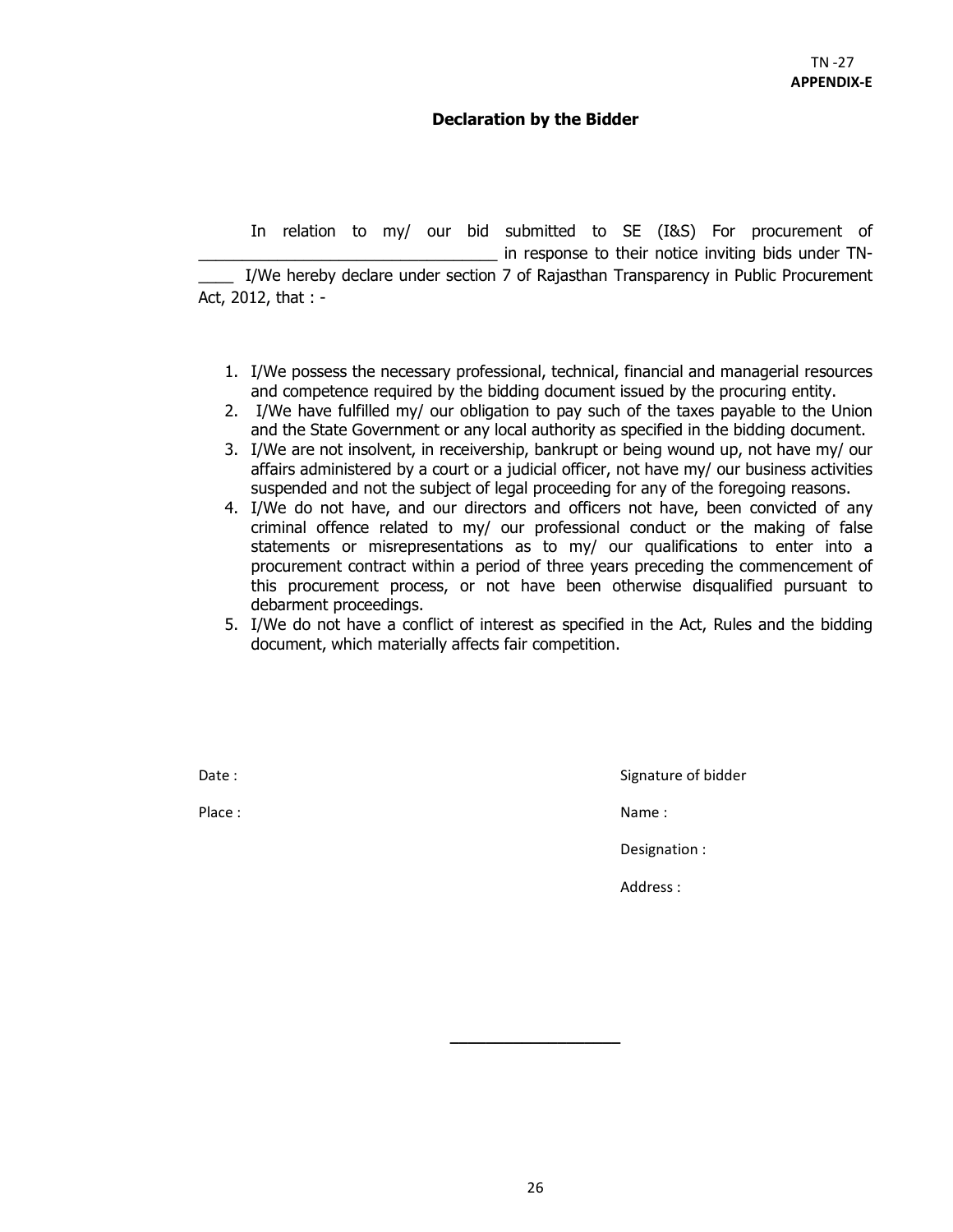TN -27

**APPENDIX-E**

## Declaration by the Bidder

In relation to my/ our bid submitted to SE (I&S) For procurement of ________________________________ in response to their notice inviting bids under TN-____ I/We hereby declare under section 7 of Rajasthan Transparency in Public Procurement Act, 2012, that : -

1. I/We possess the necessary professional, technical, financial and managerial resources and competence required by the bidding document issued by the procuring entity.
2. I/We have fulfilled my/ our obligation to pay such of the taxes payable to the Union and the State Government or any local authority as specified in the bidding document.
3. I/We are not insolvent, in receivership, bankrupt or being wound up, not have my/ our affairs administered by a court or a judicial officer, not have my/ our business activities suspended and not the subject of legal proceeding for any of the foregoing reasons.
4. I/We do not have, and our directors and officers not have, been convicted of any criminal offence related to my/ our professional conduct or the making of false statements or misrepresentations as to my/ our qualifications to enter into a procurement contract within a period of three years preceding the commencement of this procurement process, or not have been otherwise disqualified pursuant to debarment proceedings.
5. I/We do not have a conflict of interest as specified in the Act, Rules and the bidding document, which materially affects fair competition.

Date :

Place :

Signature of bidder

Name :

Designation :

Address :

___________________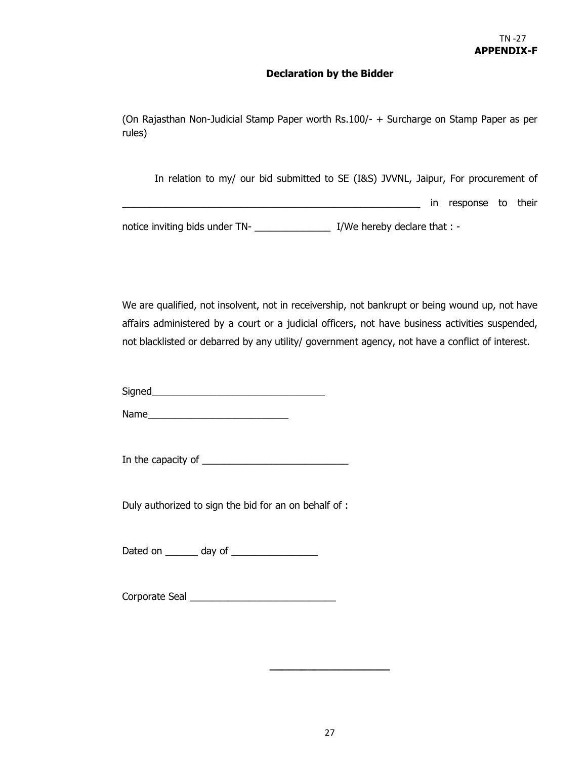TN -27
**APPENDIX-F**

**Declaration by the Bidder**

(On Rajasthan Non-Judicial Stamp Paper worth Rs.100/- + Surcharge on Stamp Paper as per rules)

In relation to my/ our bid submitted to SE (I&S) JVVNL, Jaipur, For procurement of ____________________________________________________________ in response to their notice inviting bids under TN- ______________ I/We hereby declare that : -

We are qualified, not insolvent, not in receivership, not bankrupt or being wound up, not have affairs administered by a court or a judicial officers, not have business activities suspended, not blacklisted or debarred by any utility/ government agency, not have a conflict of interest.

Signed________________________________

Name__________________________

In the capacity of ___________________________

Duly authorized to sign the bid for an on behalf of :

Dated on ______ day of ________________

Corporate Seal ___________________________